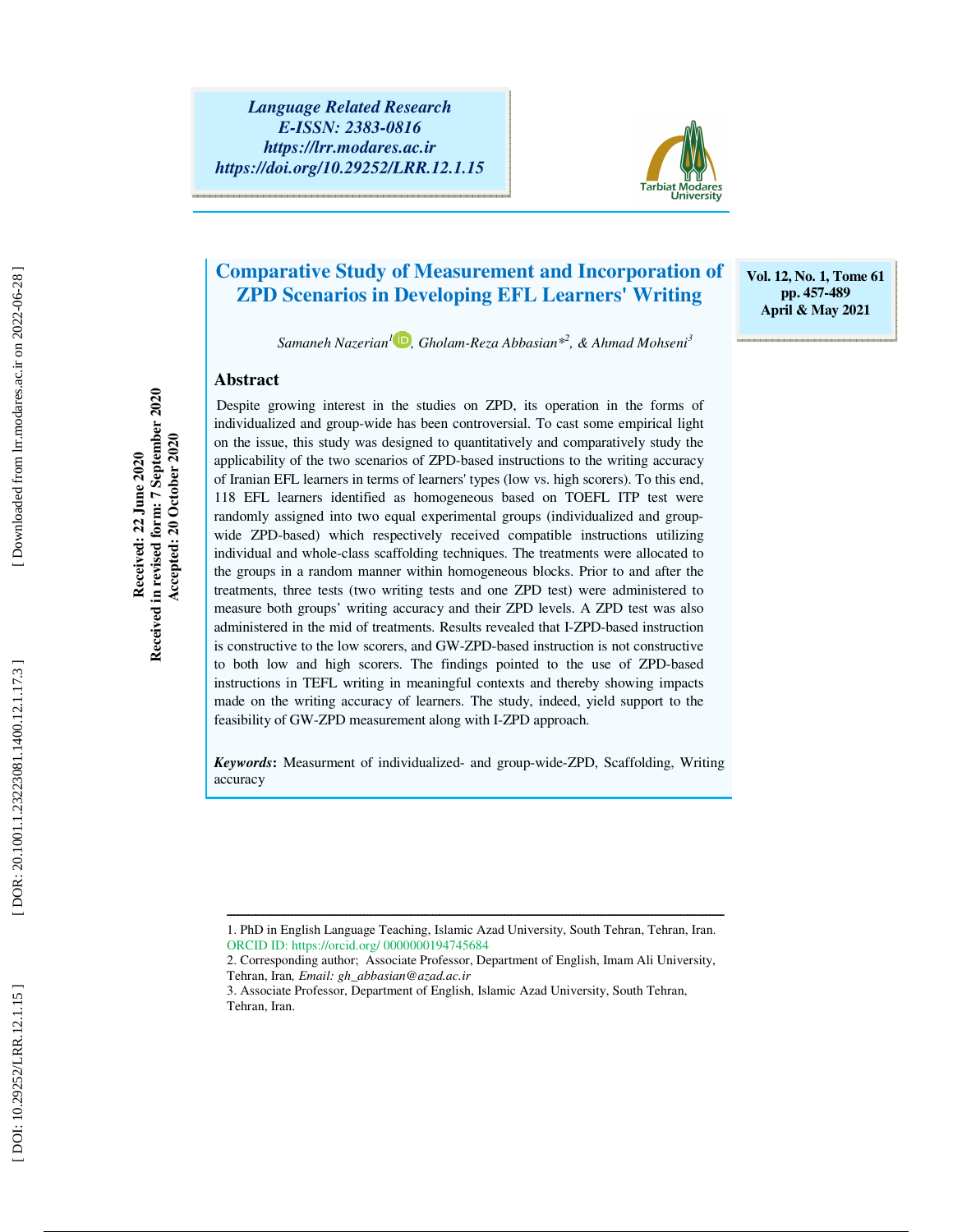Language Related Research
E-ISSN: 2383-0816
https://lrr.modares.ac.ir
https://doi.org/10.29252/LRR.12.1.15

Vol. 12, No. 1, Tome 61
pp. 457-489
April & May 2021

# Comparative Study of Measurement and Incorporation of ZPD Scenarios in Developing EFL Learners' Writing

*Samaneh Nazerian*[1], *Gholam-Reza Abbasian**[2], *& Ahmad Mohseni*[3]

Received: 22 June 2020
Received in revised form: 7 September 2020
Accepted: 20 October 2020

## Abstract

Despite growing interest in the studies on ZPD, its operation in the forms of individualized and group-wide has been controversial. To cast some empirical light on the issue, this study was designed to quantitatively and comparatively study the applicability of the two scenarios of ZPD-based instructions to the writing accuracy of Iranian EFL learners in terms of learners' types (low vs. high scorers). To this end, 118 EFL learners identified as homogeneous based on TOEFL ITP test were randomly assigned into two equal experimental groups (individualized and group-wide ZPD-based) which respectively received compatible instructions utilizing individual and whole-class scaffolding techniques. The treatments were allocated to the groups in a random manner within homogeneous blocks. Prior to and after the treatments, three tests (two writing tests and one ZPD test) were administered to measure both groups' writing accuracy and their ZPD levels. A ZPD test was also administered in the mid of treatments. Results revealed that I-ZPD-based instruction is constructive to the low scorers, and GW-ZPD-based instruction is not constructive to both low and high scorers. The findings pointed to the use of ZPD-based instructions in TEFL writing in meaningful contexts and thereby showing impacts made on the writing accuracy of learners. The study, indeed, yield support to the feasibility of GW-ZPD measurement along with I-ZPD approach.

***Keywords*****:** Measurment of individualized- and group-wide-ZPD, Scaffolding, Writing accuracy

---

1. PhD in English Language Teaching, Islamic Azad University, South Tehran, Tehran, Iran. ORCID ID: https://orcid.org/ 0000000194745684
2. Corresponding author; Associate Professor, Department of English, Imam Ali University, Tehran, Iran*, Email: gh_abbasian@azad.ac.ir*
3. Associate Professor, Department of English, Islamic Azad University, South Tehran, Tehran, Iran.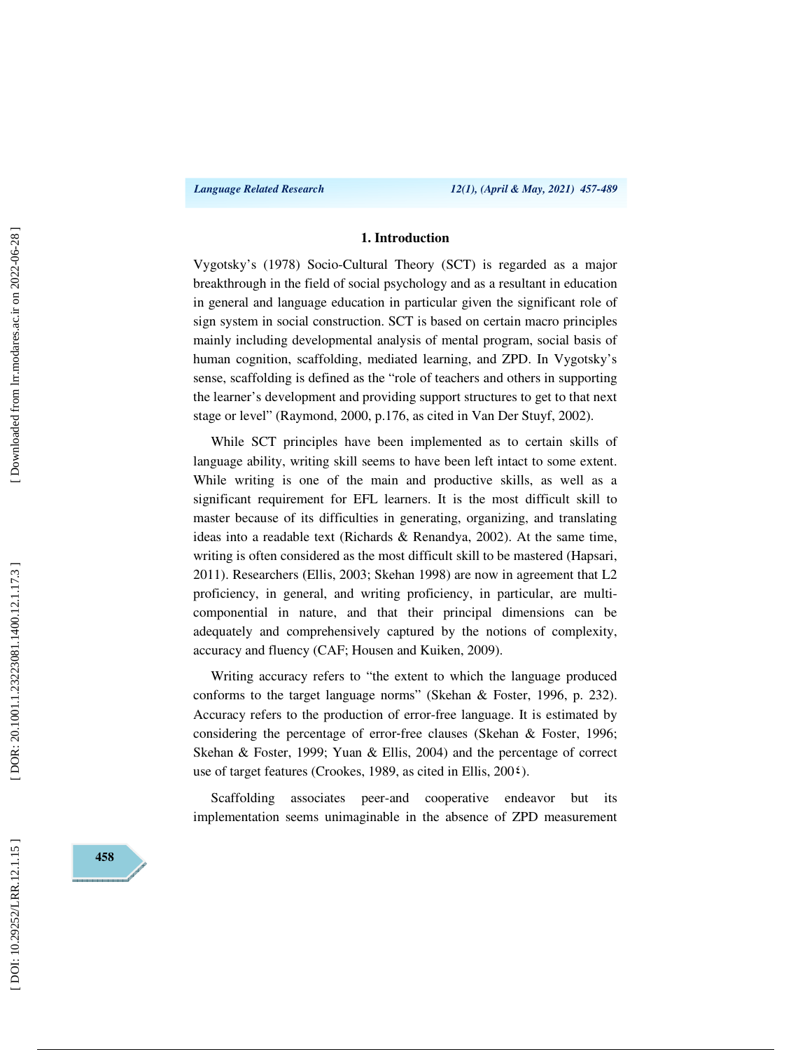## 1. Introduction

Vygotsky's (1978) Socio-Cultural Theory (SCT) is regarded as a major breakthrough in the field of social psychology and as a resultant in education in general and language education in particular given the significant role of sign system in social construction. SCT is based on certain macro principles mainly including developmental analysis of mental program, social basis of human cognition, scaffolding, mediated learning, and ZPD. In Vygotsky's sense, scaffolding is defined as the "role of teachers and others in supporting the learner's development and providing support structures to get to that next stage or level" (Raymond, 2000, p.176, as cited in Van Der Stuyf, 2002).

While SCT principles have been implemented as to certain skills of language ability, writing skill seems to have been left intact to some extent. While writing is one of the main and productive skills, as well as a significant requirement for EFL learners. It is the most difficult skill to master because of its difficulties in generating, organizing, and translating ideas into a readable text (Richards & Renandya, 2002). At the same time, writing is often considered as the most difficult skill to be mastered (Hapsari, 2011). Researchers (Ellis, 2003; Skehan 1998) are now in agreement that L2 proficiency, in general, and writing proficiency, in particular, are multi-componential in nature, and that their principal dimensions can be adequately and comprehensively captured by the notions of complexity, accuracy and fluency (CAF; Housen and Kuiken, 2009).

Writing accuracy refers to "the extent to which the language produced conforms to the target language norms" (Skehan & Foster, 1996, p. 232). Accuracy refers to the production of error-free language. It is estimated by considering the percentage of error-free clauses (Skehan & Foster, 1996; Skehan & Foster, 1999; Yuan & Ellis, 2004) and the percentage of correct use of target features (Crookes, 1989, as cited in Ellis, 200٤).

Scaffolding associates peer-and cooperative endeavor but its implementation seems unimaginable in the absence of ZPD measurement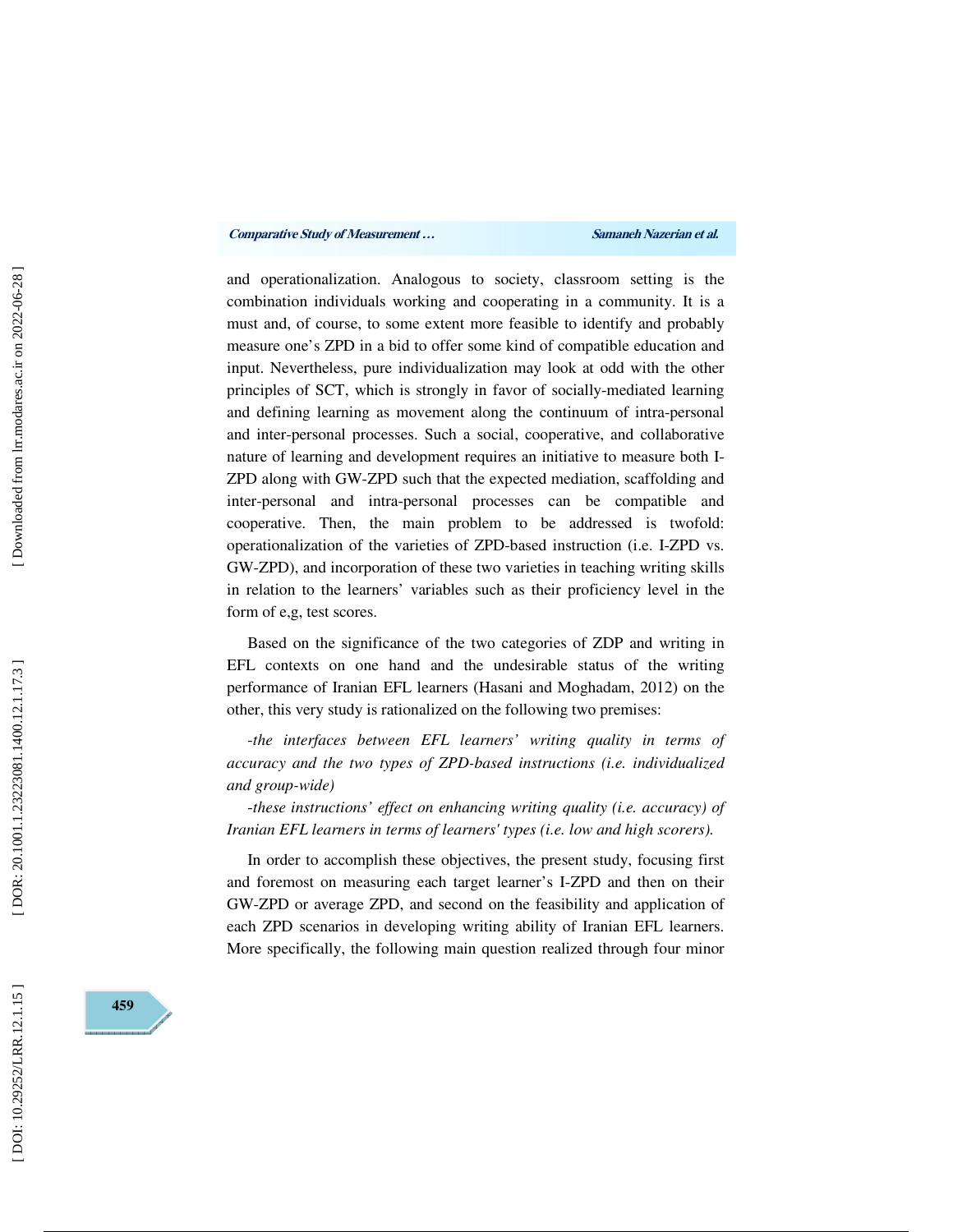and operationalization. Analogous to society, classroom setting is the combination individuals working and cooperating in a community. It is a must and, of course, to some extent more feasible to identify and probably measure one's ZPD in a bid to offer some kind of compatible education and input. Nevertheless, pure individualization may look at odd with the other principles of SCT, which is strongly in favor of socially-mediated learning and defining learning as movement along the continuum of intra-personal and inter-personal processes. Such a social, cooperative, and collaborative nature of learning and development requires an initiative to measure both I-ZPD along with GW-ZPD such that the expected mediation, scaffolding and inter-personal and intra-personal processes can be compatible and cooperative. Then, the main problem to be addressed is twofold: operationalization of the varieties of ZPD-based instruction (i.e. I-ZPD vs. GW-ZPD), and incorporation of these two varieties in teaching writing skills in relation to the learners' variables such as their proficiency level in the form of e,g, test scores.

Based on the significance of the two categories of ZDP and writing in EFL contexts on one hand and the undesirable status of the writing performance of Iranian EFL learners (Hasani and Moghadam, 2012) on the other, this very study is rationalized on the following two premises:

*-the interfaces between EFL learners' writing quality in terms of accuracy and the two types of ZPD-based instructions (i.e. individualized and group-wide)*

*-these instructions' effect on enhancing writing quality (i.e. accuracy) of Iranian EFL learners in terms of learners' types (i.e. low and high scorers).*

In order to accomplish these objectives, the present study, focusing first and foremost on measuring each target learner's I-ZPD and then on their GW-ZPD or average ZPD, and second on the feasibility and application of each ZPD scenarios in developing writing ability of Iranian EFL learners. More specifically, the following main question realized through four minor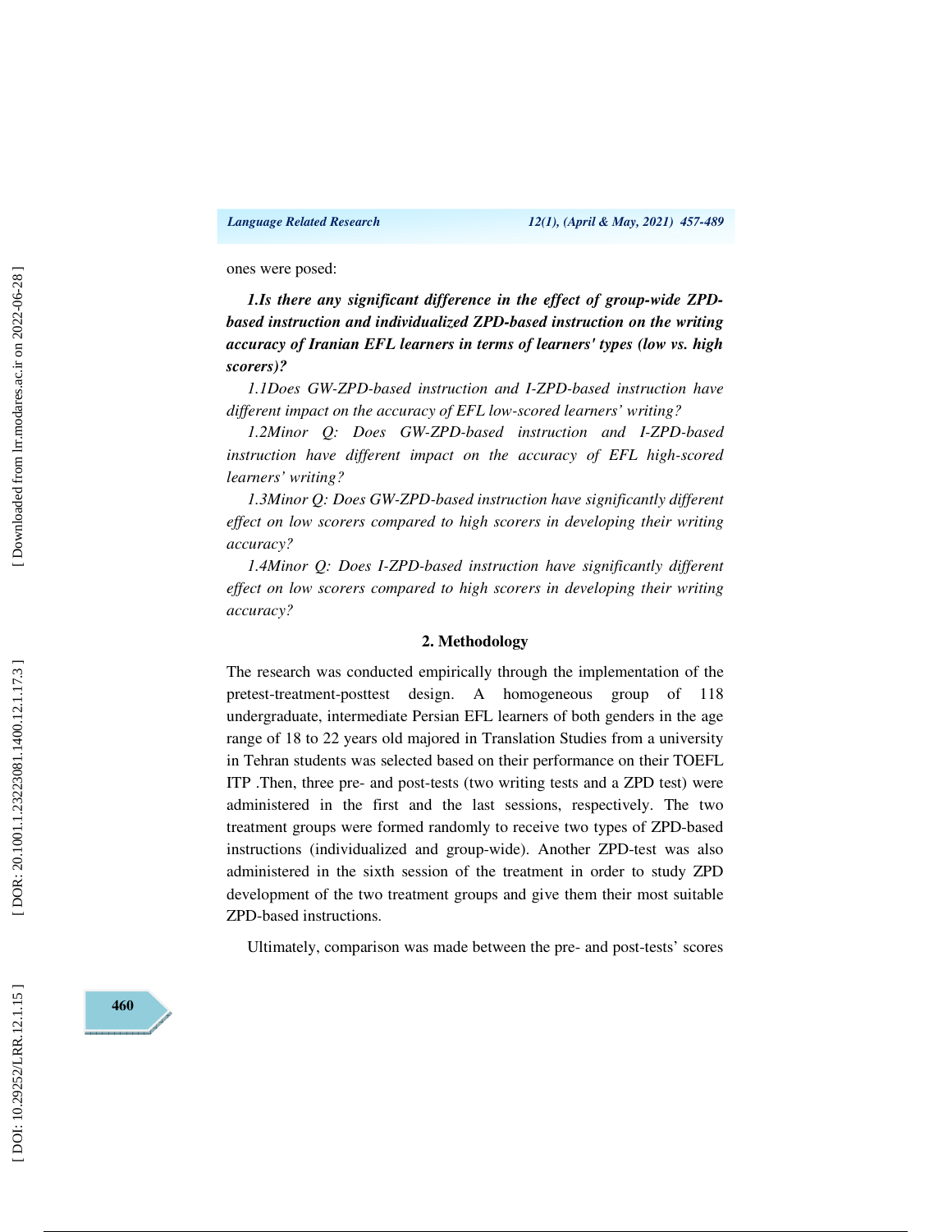ones were posed:

***1.Is there any significant difference in the effect of group-wide ZPD-based instruction and individualized ZPD-based instruction on the writing accuracy of Iranian EFL learners in terms of learners' types (low vs. high scorers)?***

*1.1Does GW-ZPD-based instruction and I-ZPD-based instruction have different impact on the accuracy of EFL low-scored learners' writing?*

*1.2Minor Q: Does GW-ZPD-based instruction and I-ZPD-based instruction have different impact on the accuracy of EFL high-scored learners' writing?*

*1.3Minor Q: Does GW-ZPD-based instruction have significantly different effect on low scorers compared to high scorers in developing their writing accuracy?*

*1.4Minor Q: Does I-ZPD-based instruction have significantly different effect on low scorers compared to high scorers in developing their writing accuracy?*

## 2. Methodology

The research was conducted empirically through the implementation of the pretest-treatment-posttest design. A homogeneous group of 118 undergraduate, intermediate Persian EFL learners of both genders in the age range of 18 to 22 years old majored in Translation Studies from a university in Tehran students was selected based on their performance on their TOEFL ITP .Then, three pre- and post-tests (two writing tests and a ZPD test) were administered in the first and the last sessions, respectively. The two treatment groups were formed randomly to receive two types of ZPD-based instructions (individualized and group-wide). Another ZPD-test was also administered in the sixth session of the treatment in order to study ZPD development of the two treatment groups and give them their most suitable ZPD-based instructions.

Ultimately, comparison was made between the pre- and post-tests' scores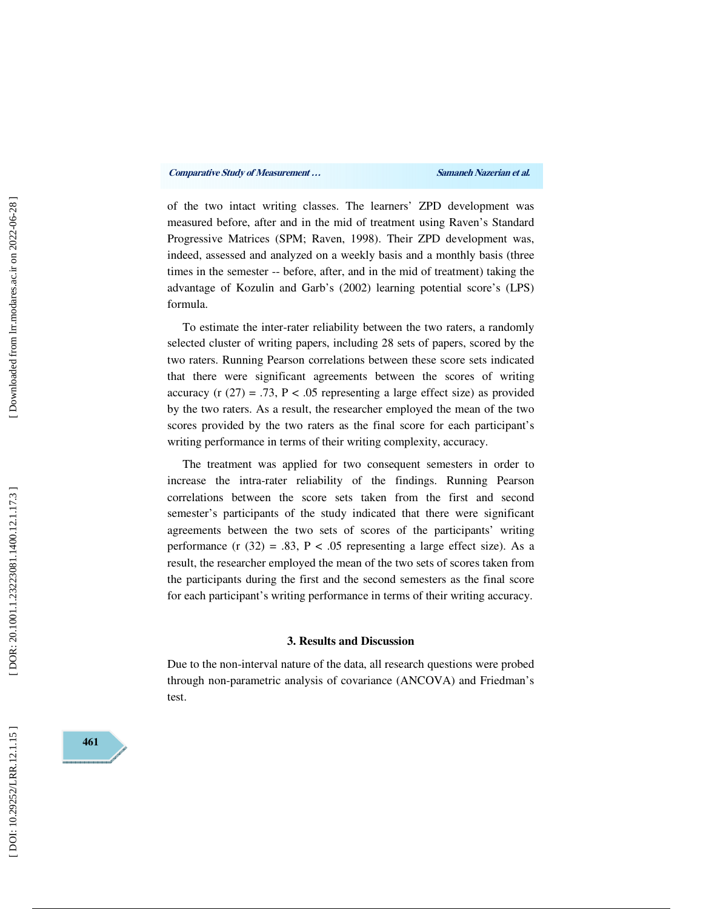of the two intact writing classes. The learners' ZPD development was measured before, after and in the mid of treatment using Raven's Standard Progressive Matrices (SPM; Raven, 1998). Their ZPD development was, indeed, assessed and analyzed on a weekly basis and a monthly basis (three times in the semester -- before, after, and in the mid of treatment) taking the advantage of Kozulin and Garb's (2002) learning potential score's (LPS) formula.

To estimate the inter-rater reliability between the two raters, a randomly selected cluster of writing papers, including 28 sets of papers, scored by the two raters. Running Pearson correlations between these score sets indicated that there were significant agreements between the scores of writing accuracy ($r(27) = .73$, $P < .05$ representing a large effect size) as provided by the two raters. As a result, the researcher employed the mean of the two scores provided by the two raters as the final score for each participant's writing performance in terms of their writing complexity, accuracy.

The treatment was applied for two consequent semesters in order to increase the intra-rater reliability of the findings. Running Pearson correlations between the score sets taken from the first and second semester's participants of the study indicated that there were significant agreements between the two sets of scores of the participants' writing performance ($r(32) = .83$, $P < .05$ representing a large effect size). As a result, the researcher employed the mean of the two sets of scores taken from the participants during the first and the second semesters as the final score for each participant's writing performance in terms of their writing accuracy.

## 3. Results and Discussion

Due to the non-interval nature of the data, all research questions were probed through non-parametric analysis of covariance (ANCOVA) and Friedman's test.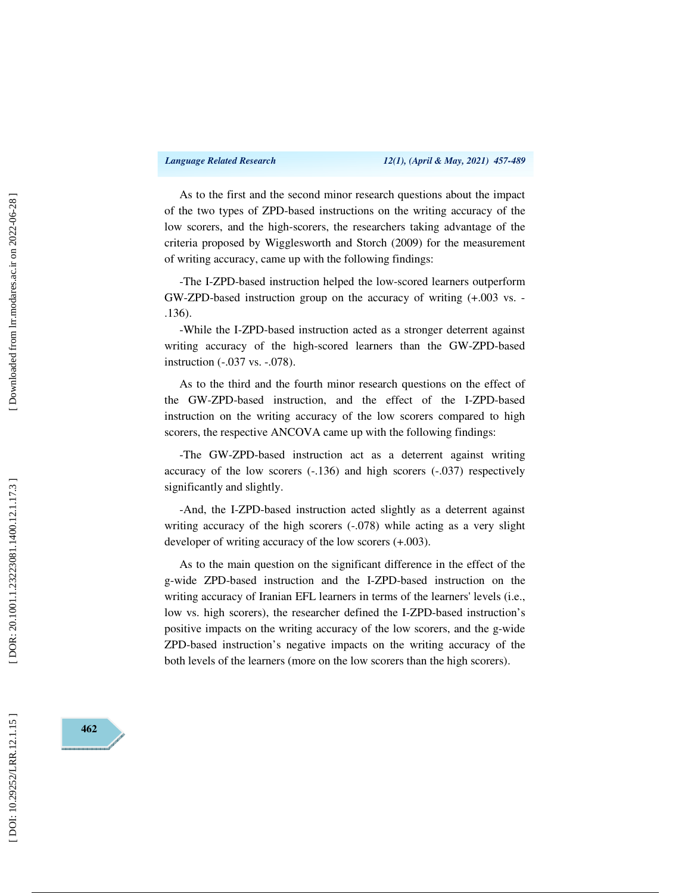As to the first and the second minor research questions about the impact of the two types of ZPD-based instructions on the writing accuracy of the low scorers, and the high-scorers, the researchers taking advantage of the criteria proposed by Wigglesworth and Storch (2009) for the measurement of writing accuracy, came up with the following findings:

-The I-ZPD-based instruction helped the low-scored learners outperform GW-ZPD-based instruction group on the accuracy of writing (+.003 vs. -.136).

-While the I-ZPD-based instruction acted as a stronger deterrent against writing accuracy of the high-scored learners than the GW-ZPD-based instruction (-.037 vs. -.078).

As to the third and the fourth minor research questions on the effect of the GW-ZPD-based instruction, and the effect of the I-ZPD-based instruction on the writing accuracy of the low scorers compared to high scorers, the respective ANCOVA came up with the following findings:

-The GW-ZPD-based instruction act as a deterrent against writing accuracy of the low scorers (-.136) and high scorers (-.037) respectively significantly and slightly.

-And, the I-ZPD-based instruction acted slightly as a deterrent against writing accuracy of the high scorers (-.078) while acting as a very slight developer of writing accuracy of the low scorers (+.003).

As to the main question on the significant difference in the effect of the g-wide ZPD-based instruction and the I-ZPD-based instruction on the writing accuracy of Iranian EFL learners in terms of the learners' levels (i.e., low vs. high scorers), the researcher defined the I-ZPD-based instruction's positive impacts on the writing accuracy of the low scorers, and the g-wide ZPD-based instruction's negative impacts on the writing accuracy of the both levels of the learners (more on the low scorers than the high scorers).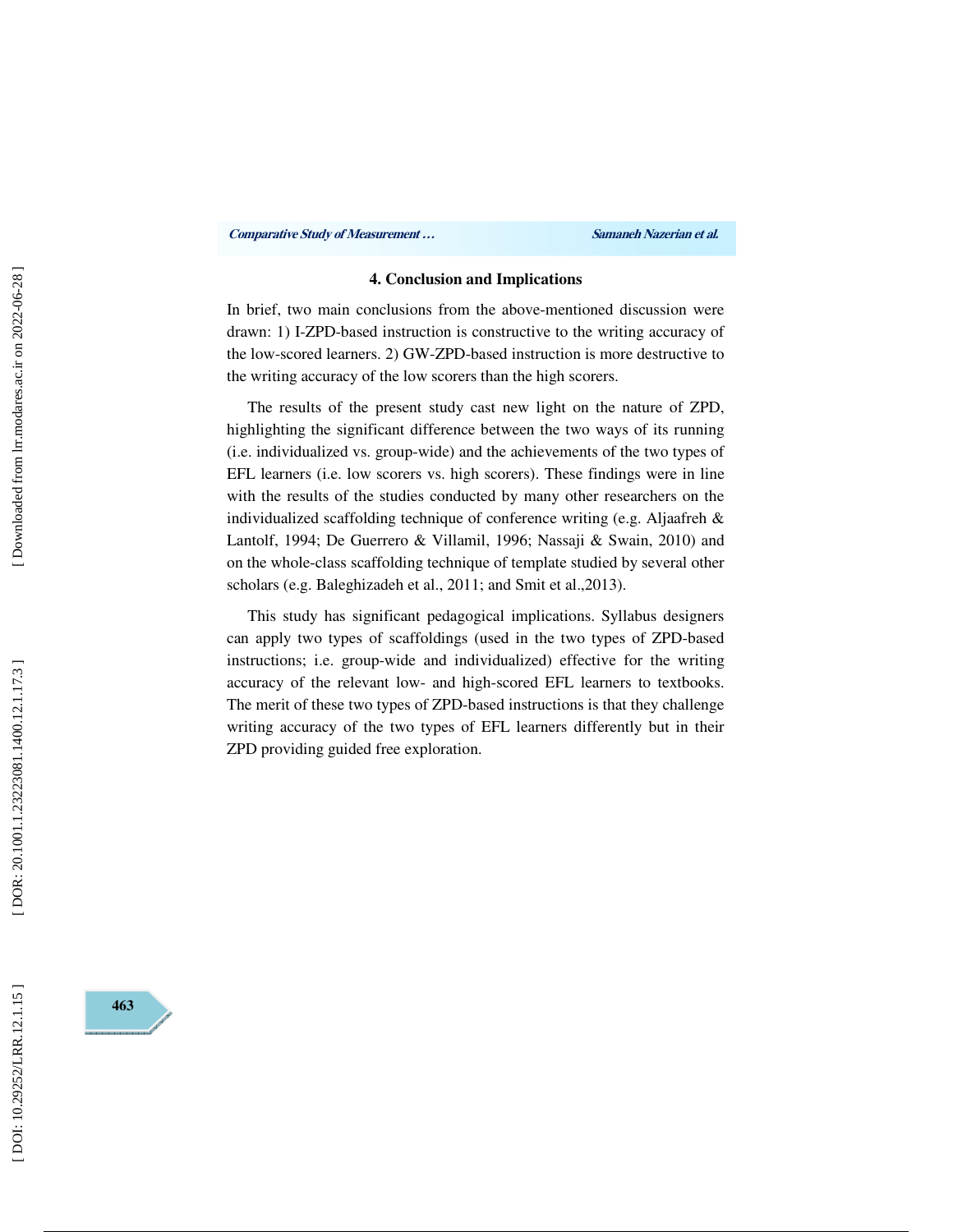## 4. Conclusion and Implications

In brief, two main conclusions from the above-mentioned discussion were drawn: 1) I-ZPD-based instruction is constructive to the writing accuracy of the low-scored learners. 2) GW-ZPD-based instruction is more destructive to the writing accuracy of the low scorers than the high scorers.

The results of the present study cast new light on the nature of ZPD, highlighting the significant difference between the two ways of its running (i.e. individualized vs. group-wide) and the achievements of the two types of EFL learners (i.e. low scorers vs. high scorers). These findings were in line with the results of the studies conducted by many other researchers on the individualized scaffolding technique of conference writing (e.g. Aljaafreh & Lantolf, 1994; De Guerrero & Villamil, 1996; Nassaji & Swain, 2010) and on the whole-class scaffolding technique of template studied by several other scholars (e.g. Baleghizadeh et al., 2011; and Smit et al.,2013).

This study has significant pedagogical implications. Syllabus designers can apply two types of scaffoldings (used in the two types of ZPD-based instructions; i.e. group-wide and individualized) effective for the writing accuracy of the relevant low- and high-scored EFL learners to textbooks. The merit of these two types of ZPD-based instructions is that they challenge writing accuracy of the two types of EFL learners differently but in their ZPD providing guided free exploration.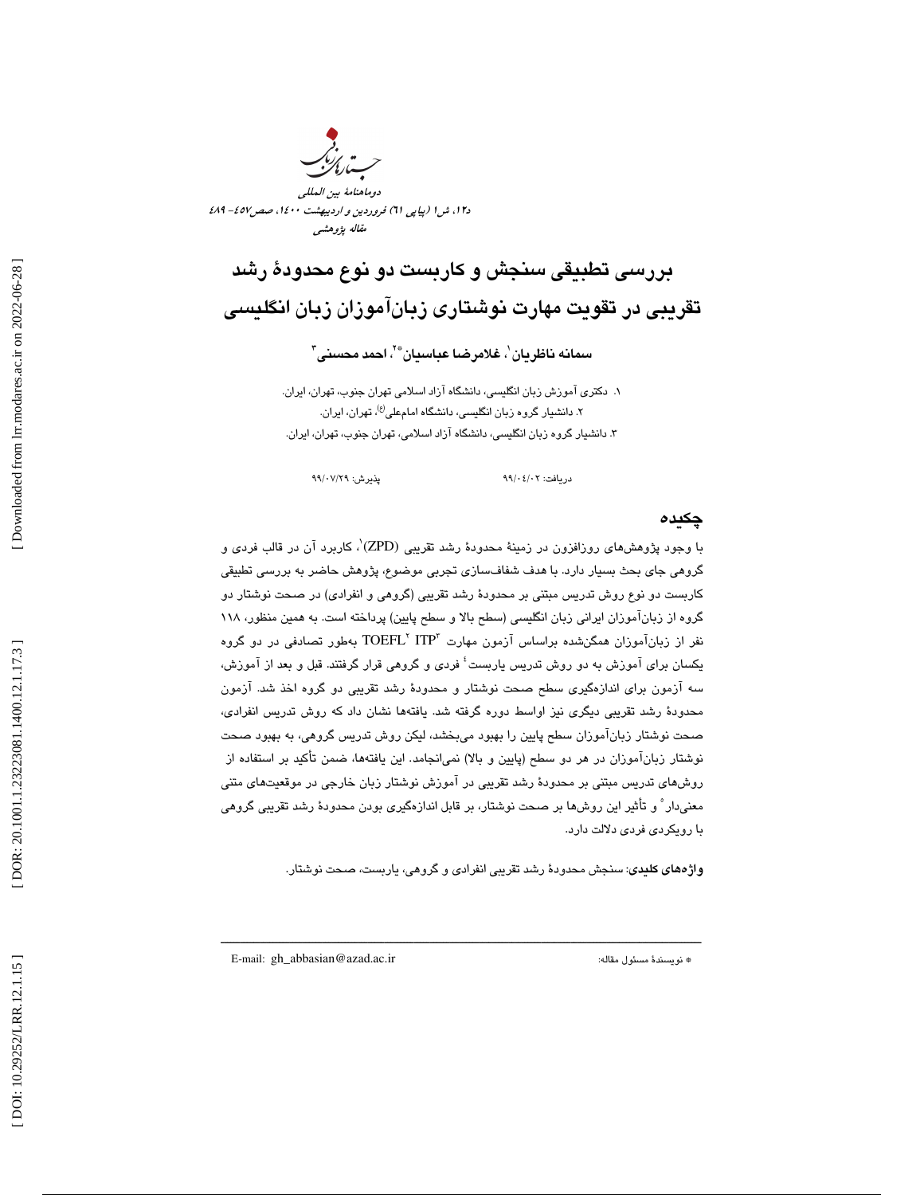# بررسی تطبیقی سنجش و کاربست دو نوع محدودهٔ رشد تقریبی در تقویت مهارت نوشتاری زبان‌آموزان زبان انگلیسی

**سمانه ناظریان[1]، غلامرضا عباسیان*[2]، احمد محسنی[3]**

۱. دکتری آموزش زبان انگلیسی، دانشگاه آزاد اسلامی تهران جنوب، تهران، ایران.
۲. دانشیار گروه زبان انگلیسی، دانشگاه امام‌علی(ع)، تهران، ایران.
۳. دانشیار گروه زبان انگلیسی، دانشگاه آزاد اسلامی، تهران جنوب، تهران، ایران.

دریافت: ۹۹/۰۴/۰۲ پذیرش: ۹۹/۰۷/۲۹

## چکیده

با وجود پژوهش‌های روزافزون در زمینهٔ محدودهٔ رشد تقریبی (ZPD)[1]، کاربرد آن در قالب فردی و گروهی جای بحث بسیار دارد. با هدف شفاف‌سازی تجربی موضوع، پژوهش حاضر به بررسی تطبیقی کاربست دو نوع روش تدریس مبتنی بر محدودهٔ رشد تقریبی (گروهی و انفرادی) در صحت نوشتار دو گروه از زبان‌آموزان ایرانی زبان انگلیسی (سطح بالا و سطح پایین) پرداخته است. به همین منظور، ۱۱۸ نفر از زبان‌آموزان همگن‌شده براساس آزمون مهارت TOEFL[2] ITP[3] به‌طور تصادفی در دو گروه یکسان برای آموزش به دو روش تدریس یاربست[4] فردی و گروهی قرار گرفتند. قبل و بعد از آموزش، سه آزمون برای اندازه‌گیری سطح صحت نوشتار و محدودهٔ رشد تقریبی دو گروه اخذ شد. آزمون محدودهٔ رشد تقریبی دیگری نیز اواسط دوره گرفته شد. یافته‌ها نشان داد که روش تدریس انفرادی، صحت نوشتار زبان‌آموزان سطح پایین را بهبود می‌بخشد، لیکن روش تدریس گروهی، به بهبود صحت نوشتار زبان‌آموزان در هر دو سطح (پایین و بالا) نمی‌انجامد. این یافته‌ها، ضمن تأکید بر استفاده از روش‌های تدریس مبتنی بر محدودهٔ رشد تقریبی در آموزش نوشتار زبان خارجی در موقعیت‌های متنی معنی‌دار[5] و تأثیر این روش‌ها بر صحت نوشتار، بر قابل اندازه‌گیری بودن محدودهٔ رشد تقریبی گروهی با رویکردی فردی دلالت دارد.

**واژه‌های کلیدی**: سنجش محدودهٔ رشد تقریبی انفرادی و گروهی، یاربست، صحت نوشتار.

---

* نویسندهٔ مسئول مقاله: E-mail: gh_abbasian@azad.ac.ir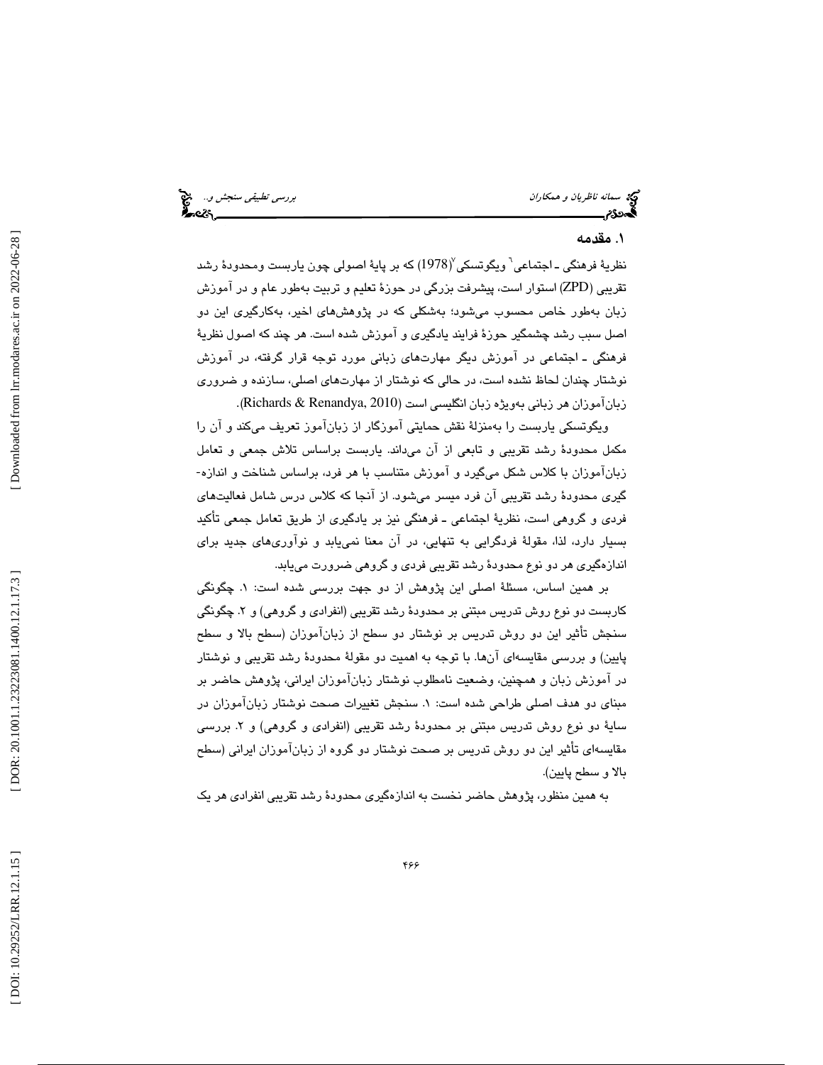## ۱. مقدمه

نظریهٔ فرهنگی ـ اجتماعی[6] ویگوتسکی[7] (1978) که بر پایهٔ اصولی چون یاربست ومحدودهٔ رشد تقریبی (ZPD) استوار است، پیشرفت بزرگی در حوزهٔ تعلیم و تربیت به‌طور عام و در آموزش زبان به‌طور خاص محسوب می‌شود؛ به‌شکلی که در پژوهش‌های اخیر، به‌کارگیری این دو اصل سبب رشد چشمگیر حوزهٔ فرایند یادگیری و آموزش شده است. هر چند که اصول نظریهٔ فرهنگی ـ اجتماعی در آموزش دیگر مهارت‌های زبانی مورد توجه قرار گرفته، در آموزش نوشتار چندان لحاظ نشده است، در حالی که نوشتار از مهارت‌های اصلی، سازنده و ضروری زبان‌آموزان هر زبانی به‌ویژه زبان انگلیسی است (Richards & Renandya, 2010).

ویگوتسکی یاربست را به‌منزلهٔ نقش حمایتی آموزگار از زبان‌آموز تعریف می‌کند و آن را مکمل محدودهٔ رشد تقریبی و تابعی از آن می‌داند. یاربست براساس تلاش جمعی و تعامل زبان‌آموزان با کلاس شکل می‌گیرد و آموزش متناسب با هر فرد، براساس شناخت و اندازه‌گیری محدودهٔ رشد تقریبی آن فرد میسر می‌شود. از آنجا که کلاس درس شامل فعالیت‌های فردی و گروهی است، نظریهٔ اجتماعی ـ فرهنگی نیز بر یادگیری از طریق تعامل جمعی تأکید بسیار دارد، لذا، مقولهٔ فردگرایی به تنهایی، در آن معنا نمی‌یابد و نوآوری‌های جدید برای اندازه‌گیری هر دو نوع محدودهٔ رشد تقریبی فردی و گروهی ضرورت می‌یابد.

بر همین اساس، مسئلهٔ اصلی این پژوهش از دو جهت بررسی شده است: ۱. چگونگی کاربست دو نوع روش تدریس مبتنی بر محدودهٔ رشد تقریبی (انفرادی و گروهی) و ۲. چگونگی سنجش تأثیر این دو روش تدریس بر نوشتار دو سطح از زبان‌آموزان (سطح بالا و سطح پایین) و بررسی مقایسه‌ای آن‌ها. با توجه به اهمیت دو مقولهٔ محدودهٔ رشد تقریبی و نوشتار در آموزش زبان و همچنین، وضعیت نامطلوب نوشتار زبان‌آموزان ایرانی، پژوهش حاضر بر مبنای دو هدف اصلی طراحی شده است: ۱. سنجش تغییرات صحت نوشتار زبان‌آموزان در سایهٔ دو نوع روش تدریس مبتنی بر محدودهٔ رشد تقریبی (انفرادی و گروهی) و ۲. بررسی مقایسه‌ای تأثیر این دو روش تدریس بر صحت نوشتار دو گروه از زبان‌آموزان ایرانی (سطح بالا و سطح پایین).

به همین منظور، پژوهش حاضر نخست به اندازه‌گیری محدودهٔ رشد تقریبی انفرادی هر یک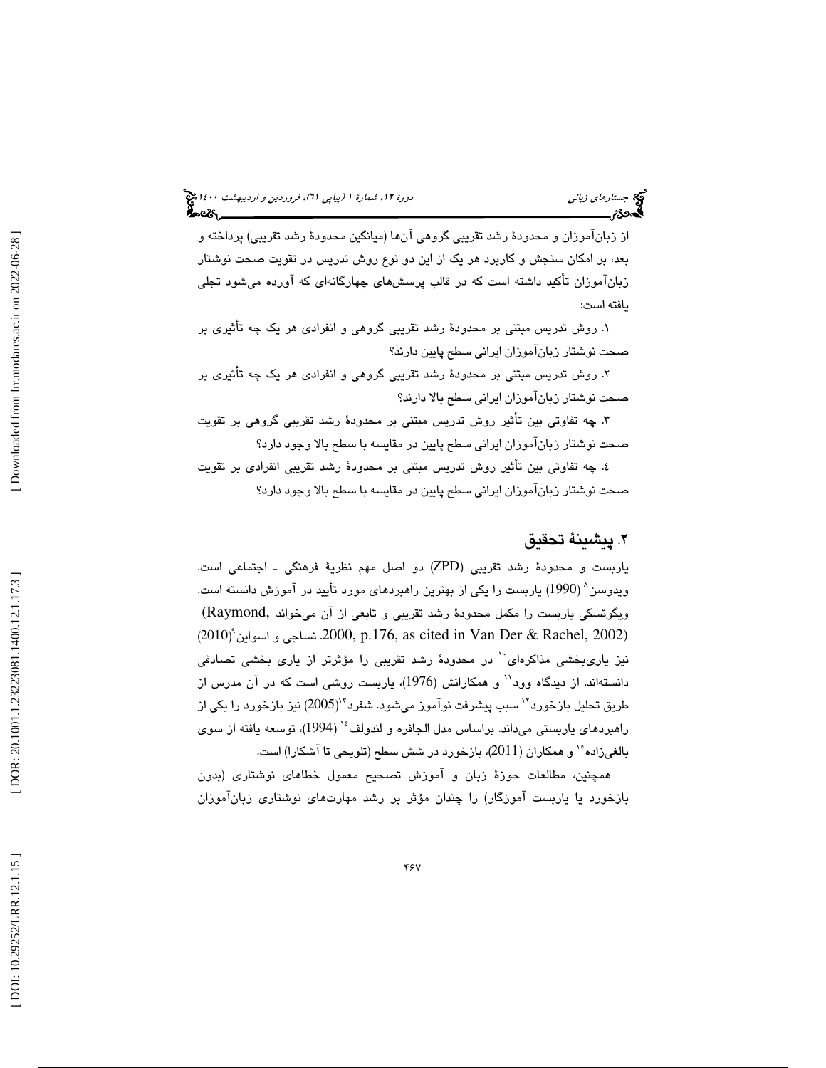از زبان‌آموزان و محدودهٔ رشد تقریبی گروهی آن‌ها (میانگین محدودهٔ رشد تقریبی) پرداخته و بعد، بر امکان سنجش و کاربرد هر یک از این دو نوع روش تدریس در تقویت صحت نوشتار زبان‌آموزان تأکید داشته است که در قالب پرسش‌های چهارگانه‌ای که آورده می‌شود تجلی یافته است:

۱. روش تدریس مبتنی بر محدودهٔ رشد تقریبی گروهی و انفرادی هر یک چه تأثیری بر صحت نوشتار زبان‌آموزان ایرانی سطح پایین دارند؟

۲. روش تدریس مبتنی بر محدودهٔ رشد تقریبی گروهی و انفرادی هر یک چه تأثیری بر صحت نوشتار زبان‌آموزان ایرانی سطح بالا دارند؟

۳. چه تفاوتی بین تأثیر روش تدریس مبتنی بر محدودهٔ رشد تقریبی گروهی بر تقویت صحت نوشتار زبان‌آموزان ایرانی سطح پایین در مقایسه با سطح بالا وجود دارد؟

٤. چه تفاوتی بین تأثیر روش تدریس مبتنی بر محدودهٔ رشد تقریبی انفرادی بر تقویت صحت نوشتار زبان‌آموزان ایرانی سطح پایین در مقایسه با سطح بالا وجود دارد؟

## ۲. پیشینهٔ تحقیق

یاربست و محدودهٔ رشد تقریبی (ZPD) دو اصل مهم نظریهٔ فرهنگی ـ اجتماعی است. ویدوسن[8] (1990) یاربست را یکی از بهترین راهبردهای مورد تأیید در آموزش دانسته است. ویگوتسکی یاربست را مکمل محدودهٔ رشد تقریبی و تابعی از آن می‌خواند (Raymond, 2000, p.176, as cited in Van Der & Rachel, 2002). نساجی و اسواین[9](2010) نیز یاری‌بخشی مذاکره‌ای[10] در محدودهٔ رشد تقریبی را مؤثرتر از یاری بخشی تصادفی دانسته‌اند. از دیدگاه وود[11] و همکارانش (1976)، یاربست روشی است که در آن مدرس از طریق تحلیل بازخورد[12] سبب پیشرفت نوآموز می‌شود. شفرد[13](2005) نیز بازخورد را یکی از راهبردهای یاربستی می‌داند. براساس مدل الجافره و لندولف[14] (1994)، توسعه یافته از سوی بالغی‌زاده[15] و همکاران (2011)، بازخورد در شش سطح (تلویحی تا آشکارا) است.

همچنین، مطالعات حوزهٔ زبان و آموزش تصحیح معمول خطاهای نوشتاری (بدون بازخورد یا یاربست آموزگار) را چندان مؤثر بر رشد مهارت‌های نوشتاری زبان‌آموزان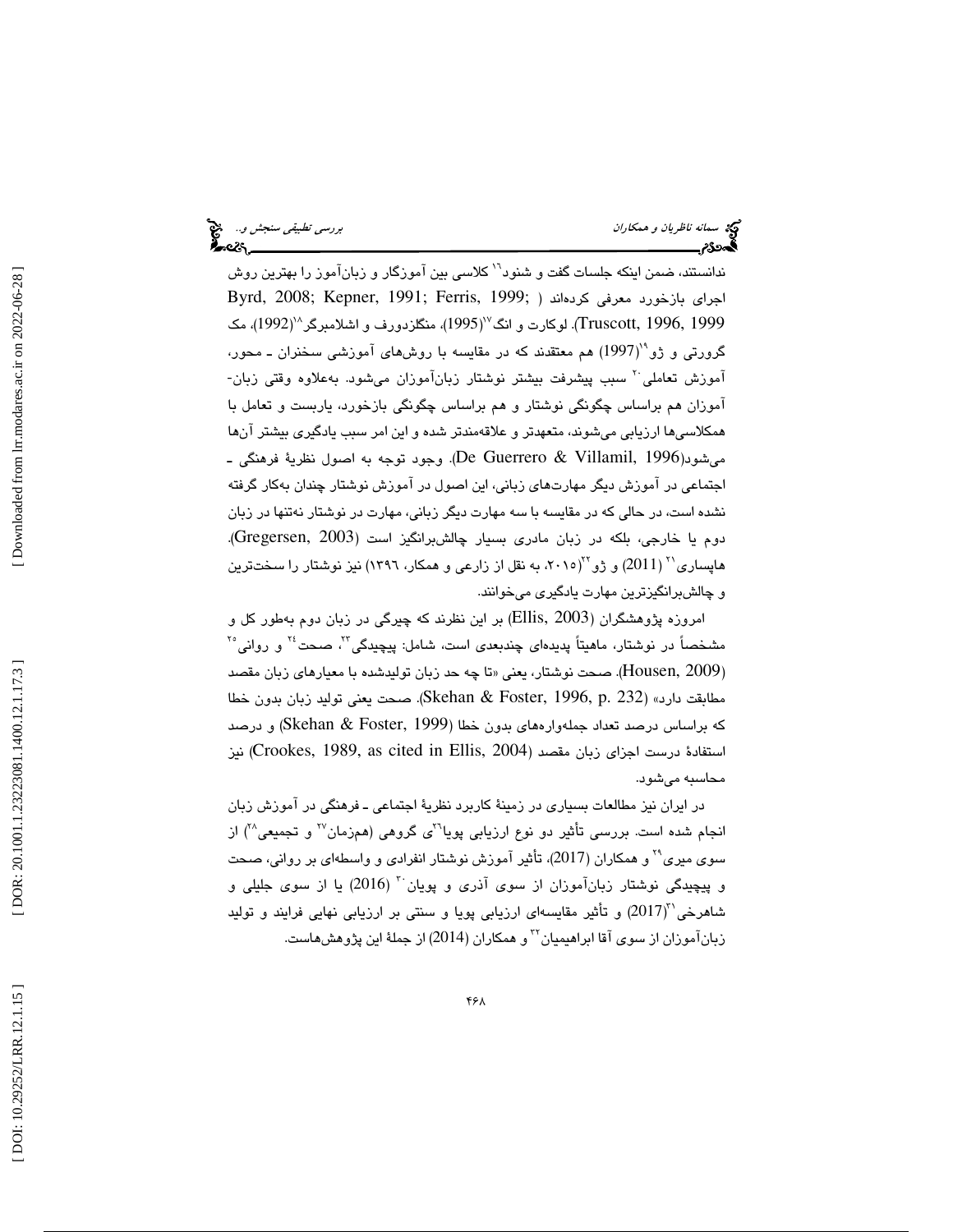ندانستند، ضمن اینکه جلسات گفت و شنود[16] کلاسی بین آموزگار و زبان‌آموز را بهترین روش اجرای بازخورد معرفی کرده‌اند (Byrd, 2008; Kepner, 1991; Ferris, 1999; Truscott, 1996, 1999). لوکارت و انگ[17](1995)، منگلزدورف و اشلامبرگر[18](1992)، مک گرورتی و ژو[19](1997) هم معتقدند که در مقایسه با روش‌های آموزشی سخنران ـ محور، آموزش تعاملی[20] سبب پیشرفت بیشتر نوشتار زبان‌آموزان می‌شود. به‌علاوه وقتی زبان‌آموزان هم براساس چگونگی نوشتار و هم براساس چگونگی بازخورد، یاربست و تعامل با همکلاسی‌ها ارزیابی می‌شوند، متعهدتر و علاقه‌مندتر شده و این امر سبب یادگیری بیشتر آن‌ها می‌شود(De Guerrero & Villamil, 1996). وجود توجه به اصول نظریهٔ فرهنگی ـ اجتماعی در آموزش دیگر مهارت‌های زبانی، این اصول در آموزش نوشتار چندان به‌کار گرفته نشده است، در حالی که در مقایسه با سه مهارت دیگر زبانی، مهارت در نوشتار نه‌تنها در زبان دوم یا خارجی، بلکه در زبان مادری بسیار چالش‌برانگیز است (Gregersen, 2003). هاپساری[21] (2011) و ژو[22](۲۰۱۵، به نقل از زارعی و همکار، ۱۳۹۶) نیز نوشتار را سخت‌ترین و چالش‌برانگیزترین مهارت یادگیری می‌خوانند.

امروزه پژوهشگران (Ellis, 2003) بر این نظرند که چیرگی در زبان دوم به‌طور کل و مشخصاً در نوشتار، ماهیتاً پدیده‌ای چندبعدی است، شامل: پیچیدگی[23]، صحت[24] و روانی[25] (Housen, 2009). صحت نوشتار، یعنی «تا چه حد زبان تولیدشده با معیارهای زبان مقصد مطابقت دارد» (Skehan & Foster, 1996, p. 232). صحت یعنی تولید زبان بدون خطا که براساس درصد تعداد جمله‌واره‌های بدون خطا (Skehan & Foster, 1999) و درصد استفادهٔ درست اجزای زبان مقصد (Crookes, 1989, as cited in Ellis, 2004) نیز محاسبه می‌شود.

در ایران نیز مطالعات بسیاری در زمینهٔ کاربرد نظریهٔ اجتماعی ـ فرهنگی در آموزش زبان انجام شده است. بررسی تأثیر دو نوع ارزیابی پویا[26]ی گروهی (هم‌زمان[27] و تجمیعی[28]) از سوی میری[29] و همکاران (2017)، تأثیر آموزش نوشتار انفرادی و واسطه‌ای بر روانی، صحت و پیچیدگی نوشتار زبان‌آموزان از سوی آذری و پویان[30] (2016) یا از سوی جلیلی و شاهرخی[31](2017) و تأثیر مقایسه‌ای ارزیابی پویا و سنتی بر ارزیابی نهایی فرایند و تولید زبان‌آموزان از سوی آقا ابراهیمیان[32] و همکاران (2014) از جملهٔ این پژوهش‌هاست.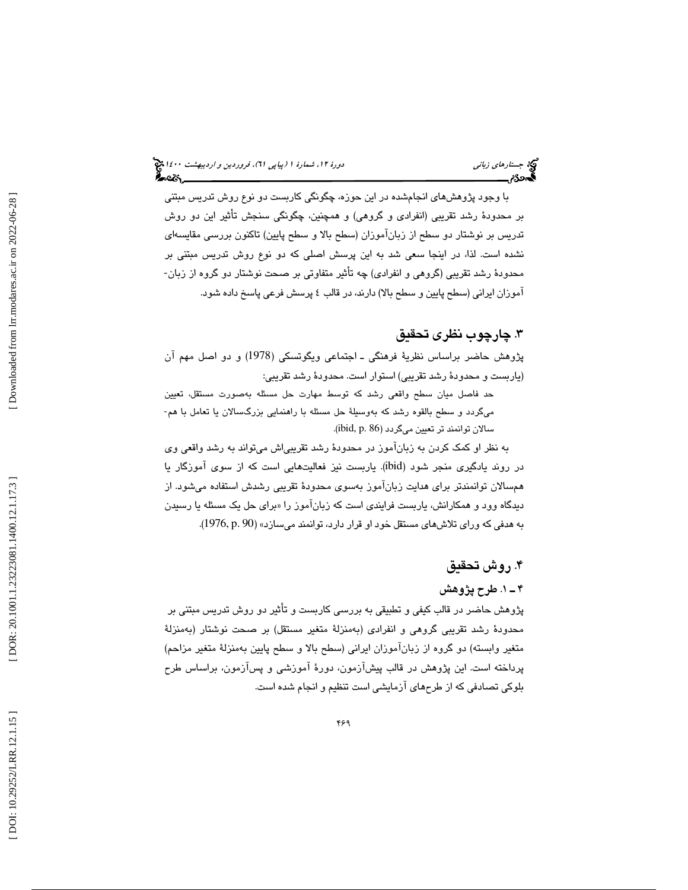با وجود پژوهش‌های انجام‌شده در این حوزه، چگونگی کاربست دو نوع روش تدریس مبتنی بر محدودهٔ رشد تقریبی (انفرادی و گروهی) و همچنین، چگونگی سنجش تأثیر این دو روش تدریس بر نوشتار دو سطح از زبان‌آموزان (سطح بالا و سطح پایین) تاکنون بررسی مقایسه‌ای نشده است. لذا، در اینجا سعی شد به این پرسش اصلی که دو نوع روش تدریس مبتنی بر محدودهٔ رشد تقریبی (گروهی و انفرادی) چه تأثیر متفاوتی بر صحت نوشتار دو گروه از زبان-آموزان ایرانی (سطح پایین و سطح بالا) دارند، در قالب ٤ پرسش فرعی پاسخ داده شود.

## ۳. چارچوب نظری تحقیق

پژوهش حاضر براساس نظریهٔ فرهنگی ـ اجتماعی ویگوتسکی (1978) و دو اصل مهم آن (داربست و محدودهٔ رشد تقریبی) استوار است. محدودهٔ رشد تقریبی:

> حد فاصل میان سطح واقعی رشد که توسط مهارت حل مسئله به‌صورت مستقل، تعیین می‌گردد و سطح بالقوه رشد که به‌وسیلهٔ حل مسئله با راهنمایی بزرگ‌سالان یا تعامل با هم-سالان توانمند تر تعیین می‌گردد (ibid, p. 86).

به نظر او کمک کردن به زبان‌آموز در محدودهٔ رشد تقریبی‌اش می‌تواند به رشد واقعی وی در روند یادگیری منجر شود (ibid). داربست نیز فعالیت‌هایی است که از سوی آموزگار یا هم‌سالان توانمندتر برای هدایت زبان‌آموز به‌سوی محدودهٔ تقریبی رشدش استفاده می‌شود. از دیدگاه وود و همکارانش، داربست فرایندی است که زبان‌آموز را «برای حل یک مسئله یا رسیدن به هدفی که ورای تلاش‌های مستقل خود او قرار دارد، توانمند می‌سازد» (1976, p. 90).

## ۴. روش تحقیق

### ۴ ـ ۱. طرح پژوهش

پژوهش حاضر در قالب کیفی و تطبیقی به بررسی کاربست و تأثیر دو روش تدریس مبتنی بر محدودهٔ رشد تقریبی گروهی و انفرادی (به‌منزلهٔ متغیر مستقل) بر صحت نوشتار (به‌منزلهٔ متغیر وابسته) دو گروه از زبان‌آموزان ایرانی (سطح بالا و سطح پایین به‌منزلهٔ متغیر مزاحم) پرداخته است. این پژوهش در قالب پیش‌آزمون، دورهٔ آموزشی و پس‌آزمون، براساس طرح بلوکی تصادفی که از طرح‌های آزمایشی است تنظیم و انجام شده است.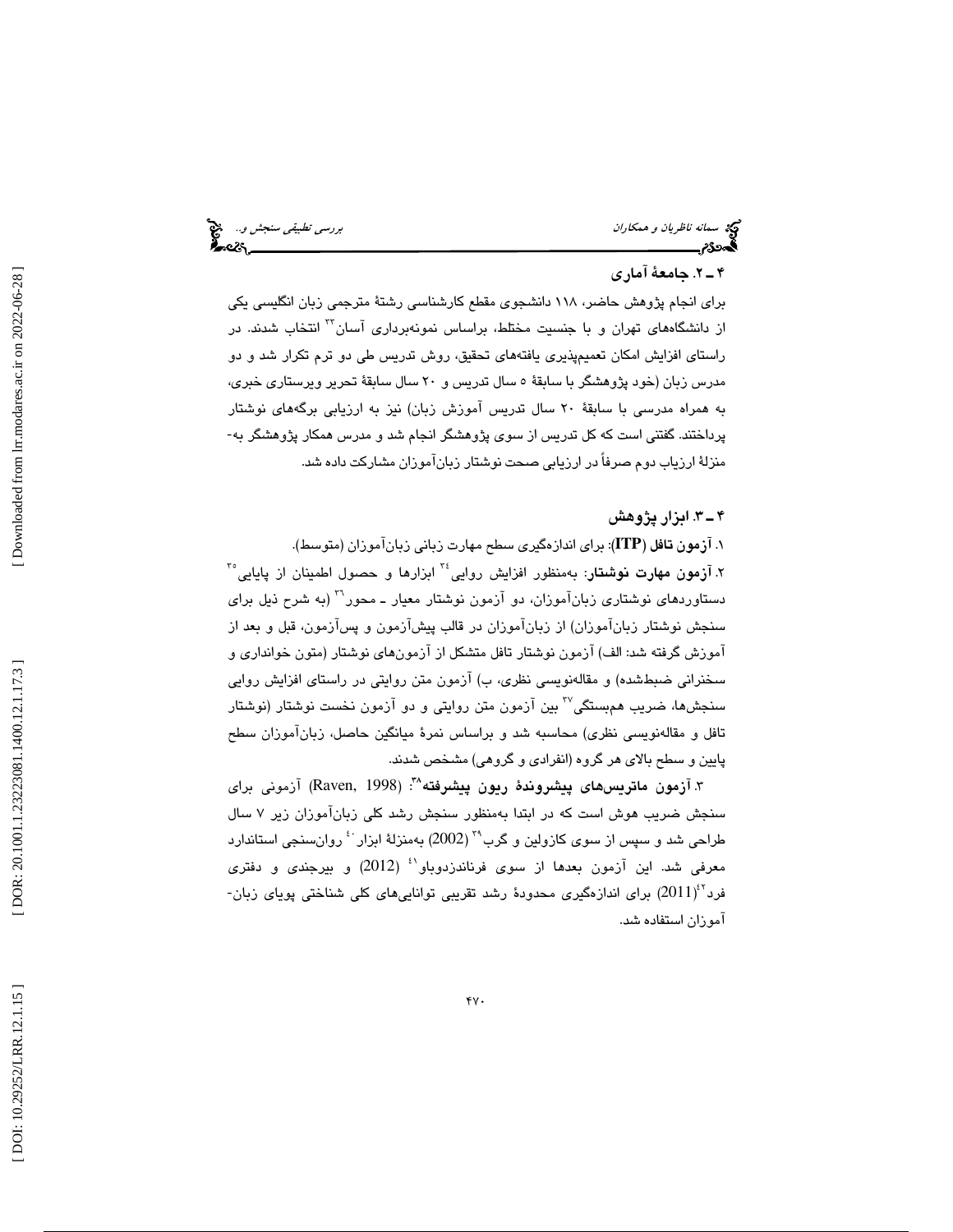### ۴ ـ ۲. جامعهٔ آماری

برای انجام پژوهش حاضر، ۱۱۸ دانشجوی مقطع کارشناسی رشتهٔ مترجمی زبان انگلیسی یکی از دانشگاه‌های تهران و با جنسیت مختلط، براساس نمونه‌برداری آسان[۳۳] انتخاب شدند. در راستای افزایش امکان تعمیم‌پذیری یافته‌های تحقیق، روش تدریس طی دو ترم تکرار شد و دو مدرس زبان (خود پژوهشگر با سابقهٔ ۵ سال تدریس و ۲۰ سال سابقهٔ تحریر ویرستاری خبری، به همراه مدرسی با سابقهٔ ۲۰ سال تدریس آموزش زبان) نیز به ارزیابی برگه‌های نوشتار پرداختند. گفتنی است که کل تدریس از سوی پژوهشگر انجام شد و مدرس همکار پژوهشگر به‌منزلهٔ ارزیاب دوم صرفاً در ارزیابی صحت نوشتار زبان‌آموزان مشارکت داده شد.

### ۴ ـ ۳. ابزار پژوهش

۱. **آزمون تافل (ITP)**: برای اندازه‌گیری سطح مهارت زبانی زبان‌آموزان (متوسط).

۲. **آزمون مهارت نوشتار**: به‌منظور افزایش روایی[۳۴] ابزارها و حصول اطمینان از پایایی[۳۵] دستاوردهای نوشتاری زبان‌آموزان، دو آزمون نوشتار معیار ـ محور[۳۶] (به شرح ذیل برای سنجش نوشتار زبان‌آموزان) از زبان‌آموزان در قالب پیش‌آزمون و پس‌آزمون، قبل و بعد از آموزش گرفته شد: الف) آزمون نوشتار تافل متشکل از آزمون‌های نوشتار (متون خوانداری و سخنرانی ضبط‌شده) و مقاله‌نویسی نظری، ب) آزمون متن روایتی در راستای افزایش روایی سنجش‌ها، ضریب هم‌بستگی[۳۷] بین آزمون متن روایتی و دو آزمون نخست نوشتار (نوشتار تافل و مقاله‌نویسی نظری) محاسبه شد و براساس نمرهٔ میانگین حاصل، زبان‌آموزان سطح پایین و سطح بالای هر گروه (انفرادی و گروهی) مشخص شدند.

۳. **آزمون ماتریس‌های پیشروندهٔ ریون پیشرفته**[۳۸]: (Raven, 1998) آزمونی برای سنجش ضریب هوش است که در ابتدا به‌منظور سنجش رشد کلی زبان‌آموزان زیر ۷ سال طراحی شد و سپس از سوی کازولین و گرب[۳۹] (2002) به‌منزلهٔ ابزار[۴۰] روان‌سنجی استاندارد معرفی شد. این آزمون بعدها از سوی فرناندزدوباو[۴۱] (2012) و بیرجندی و دفتری فرد[۴۲](2011) برای اندازه‌گیری محدودهٔ رشد تقریبی توانایی‌های کلی شناختی پویای زبان‌آموزان استفاده شد.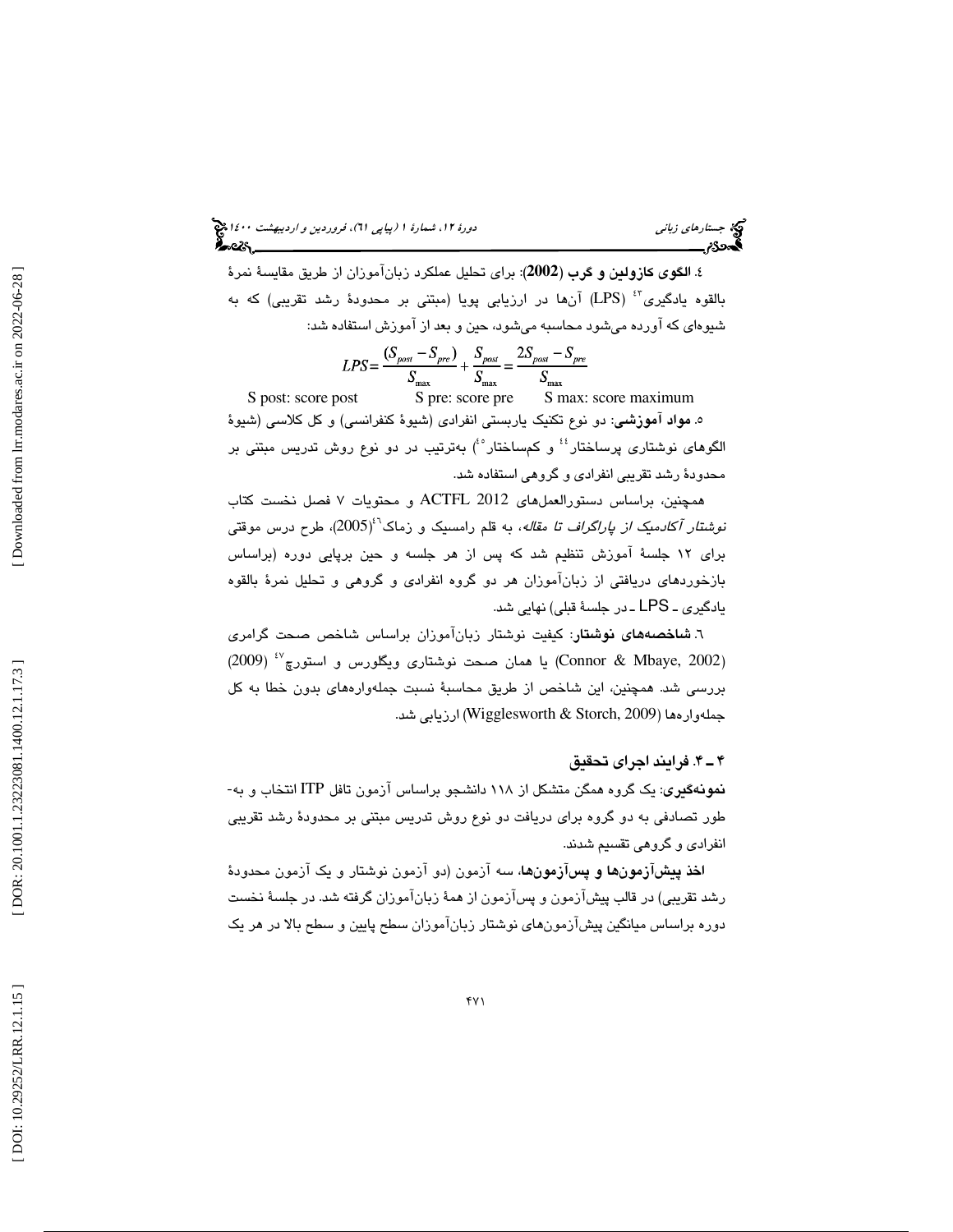٤. **الگوی کازولین و گرب (2002)**: برای تحلیل عملکرد زبان‌آموزان از طریق مقایسهٔ نمرهٔ بالقوه یادگیری[43] (LPS) آن‌ها در ارزیابی پویا (مبتنی بر محدودهٔ رشد تقریبی) که به شیوه‌ای که آورده می‌شود محاسبه می‌شود، حین و بعد از آموزش استفاده شد:

$$LPS = \frac{(S_{post} - S_{pre})}{S_{max}} + \frac{S_{post}}{S_{max}} = \frac{2S_{post} - S_{pre}}{S_{max}}$$

S post: score post S pre: score pre S max: score maximum

٥. **مواد آموزشی**: دو نوع تکنیک یاربستی انفرادی (شیوهٔ کنفرانسی) و کل کلاسی (شیوهٔ الگوهای نوشتاری پرساختار[44] و کم‌ساختار[45]) به‌ترتیب در دو نوع روش تدریس مبتنی بر محدودهٔ رشد تقریبی انفرادی و گروهی استفاده شد.

همچنین، براساس دستورالعمل‌های ACTFL 2012 و محتویات ۷ فصل نخست کتاب *نوشتار آکادمیک از پاراگراف تا مقاله*، به قلم رامسیک و زماک[46](2005)، طرح درس موقتی برای ۱۲ جلسهٔ آموزش تنظیم شد که پس از هر جلسه و حین برپایی دوره (براساس بازخوردهای دریافتی از زبان‌آموزان هر دو گروه انفرادی و گروهی و تحلیل نمرهٔ بالقوه یادگیری ـ LPS ـ در جلسهٔ قبلی) نهایی شد.

٦. **شاخصه‌های نوشتار**: کیفیت نوشتار زبان‌آموزان براساس شاخص صحت گرامری (Connor & Mbaye, 2002) یا همان صحت نوشتاری ویگلورس و استورچ[47] (2009) بررسی شد. همچنین، این شاخص از طریق محاسبهٔ نسبت جمله‌واره‌های بدون خطا به کل جمله‌واره‌ها (Wigglesworth & Storch, 2009) ارزیابی شد.

### ۴ ـ ۴. فرایند اجرای تحقیق

**نمونه‌گیری**: یک گروه همگن متشکل از ۱۱۸ دانشجو براساس آزمون تافل ITP انتخاب و به‌طور تصادفی به دو گروه برای دریافت دو نوع روش تدریس مبتنی بر محدودهٔ رشد تقریبی انفرادی و گروهی تقسیم شدند.

**اخذ پیش‌آزمون‌ها و پس‌آزمون‌ها**، سه آزمون (دو آزمون نوشتار و یک آزمون محدودهٔ رشد تقریبی) در قالب پیش‌آزمون و پس‌آزمون از همهٔ زبان‌آموزان گرفته شد. در جلسهٔ نخست دوره براساس میانگین پیش‌آزمون‌های نوشتار زبان‌آموزان سطح پایین و سطح بالا در هر یک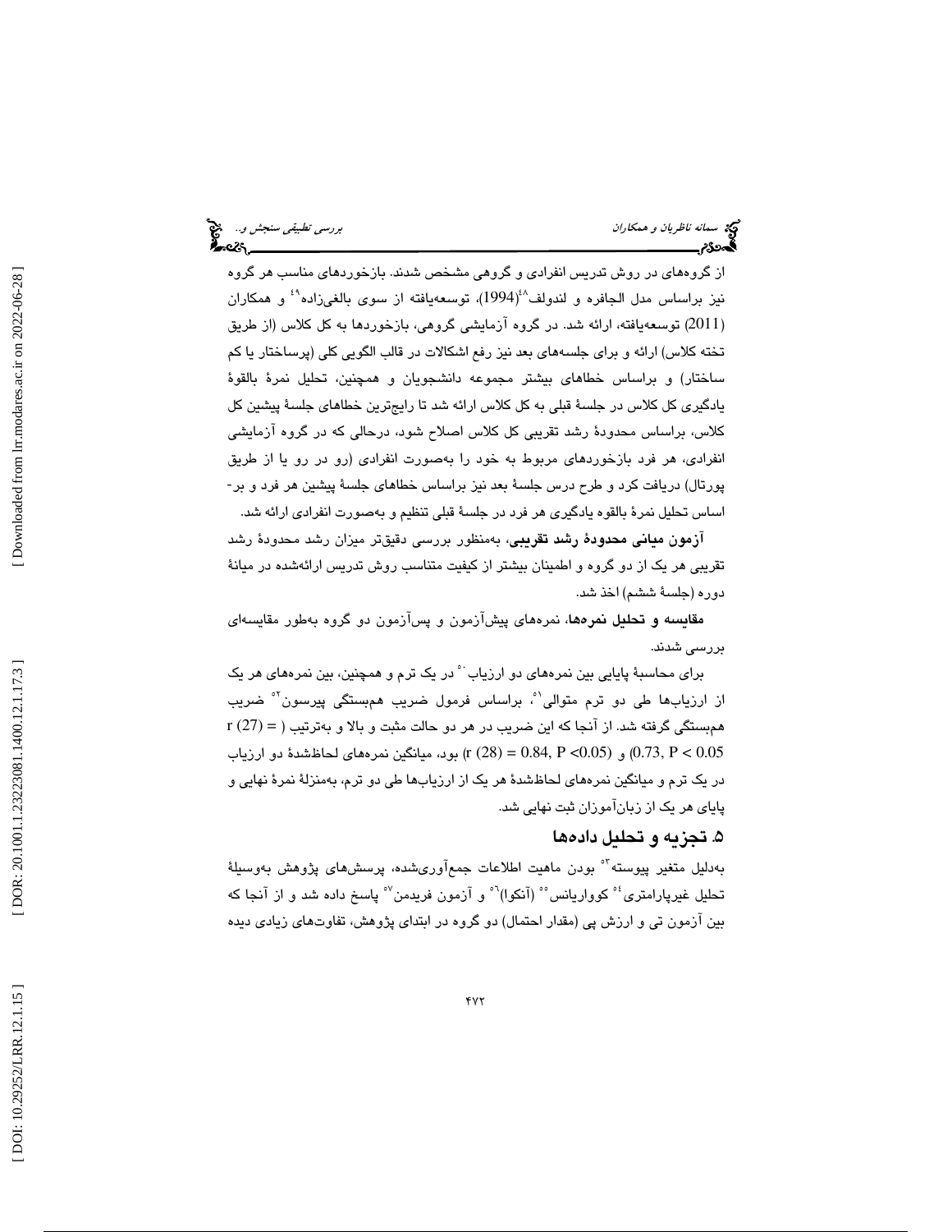از گروه‌های در روش تدریس انفرادی و گروهی مشخص شدند. بازخوردهای مناسب هر گروه نیز براساس مدل الجافره و لندولف[48] (1994)، توسعه‌یافته از سوی بالغی‌زاده[49] و همکاران (2011) توسعه‌یافته، ارائه شد. در گروه آزمایشی گروهی، بازخوردها به کل کلاس (از طریق تخته کلاس) ارائه و برای جلسه‌های بعد نیز رفع اشکالات در قالب الگویی کلی (پرساختار یا کم ساختار) و براساس خطاهای بیشتر مجموعه دانشجویان و همچنین، تحلیل نمرهٔ بالقوهٔ یادگیری کل کلاس در جلسهٔ قبلی به کل کلاس ارائه شد تا رایج‌ترین خطاهای جلسهٔ پیشین کل کلاس، براساس محدودهٔ رشد تقریبی کل کلاس اصلاح شود، درحالی که در گروه آزمایشی انفرادی، هر فرد بازخوردهای مربوط به خود را به‌صورت انفرادی (رو در رو یا از طریق پورتال) دریافت کرد و طرح درس جلسهٔ بعد نیز براساس خطاهای جلسهٔ پیشین هر فرد و بر-اساس تحلیل نمرهٔ بالقوه یادگیری هر فرد در جلسهٔ قبلی تنظیم و به‌صورت انفرادی ارائه شد.

**آزمون میانی محدودهٔ رشد تقریبی**، به‌منظور بررسی دقیق‌تر میزان رشد محدودهٔ رشد تقریبی هر یک از دو گروه و اطمینان بیشتر از کیفیت متناسب روش تدریس ارائه‌شده در میانهٔ دوره (جلسهٔ ششم) اخذ شد.

**مقایسه و تحلیل نمره‌ها**، نمره‌های پیش‌آزمون و پس‌آزمون دو گروه به‌طور مقایسه‌ای بررسی شدند.

برای محاسبهٔ پایایی بین نمره‌های دو ارزیاب[50] در یک ترم و همچنین، بین نمره‌های هر یک از ارزیاب‌ها طی دو ترم متوالی[51]، براساس فرمول ضریب همبستگی پیرسون[52] ضریب همبستگی گرفته شد. از آنجا که این ضریب در هر دو حالت مثبت و بالا و به‌ترتیب ($r\ (27) = 0.73,\ P < 0.05$) و ($r\ (28) = 0.84,\ P < 0.05$) بود، میانگین نمره‌های لحاظ‌شدهٔ دو ارزیاب در یک ترم و میانگین نمره‌های لحاظ‌شدهٔ هر یک از ارزیاب‌ها طی دو ترم، به‌منزلهٔ نمرهٔ نهایی و پایای هر یک از زبان‌آموزان ثبت نهایی شد.

## ۵. تجزیه و تحلیل داده‌ها

به‌دلیل متغیر پیوسته[53] بودن ماهیت اطلاعات جمع‌آوری‌شده، پرسش‌های پژوهش به‌وسیلهٔ تحلیل غیرپارامتری[54] کوواریانس[55] (آنکوا)[56] و آزمون فریدمن[57] پاسخ داده شد و از آنجا که بین آزمون تی و ارزش پی (مقدار احتمال) دو گروه در ابتدای پژوهش، تفاوت‌های زیادی دیده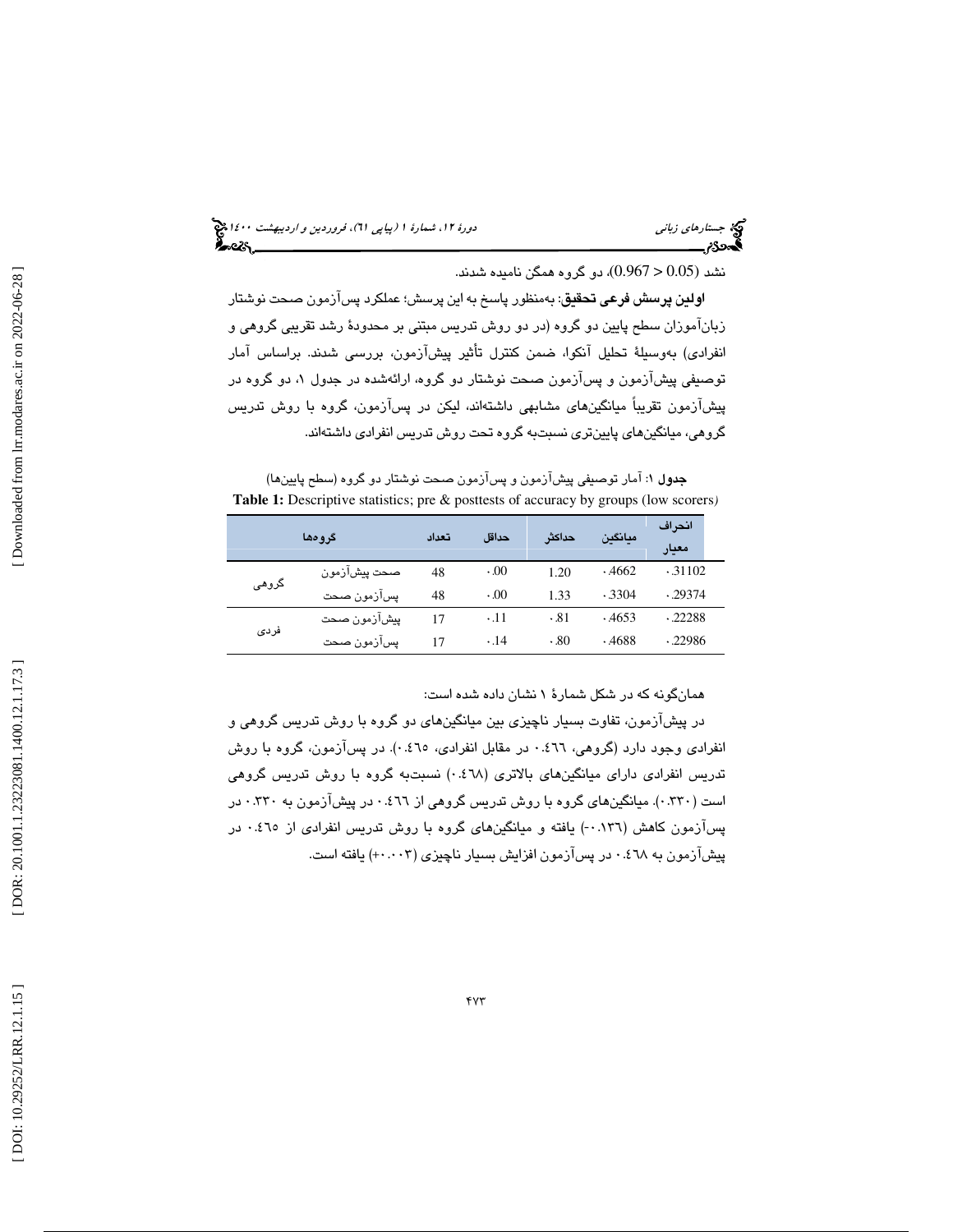نشد (0.05 < 0.967)، دو گروه همگن نامیده شدند.

**اولین پرسش فرعی تحقیق**: به‌منظور پاسخ به این پرسش؛ عملکرد پس‌آزمون صحت نوشتار زبان‌آموزان سطح پایین دو گروه (در دو روش تدریس مبتنی بر محدودهٔ رشد تقریبی گروهی و انفرادی) به‌وسیلهٔ تحلیل آنکوا، ضمن کنترل تأثیر پیش‌آزمون، بررسی شدند. براساس آمار توصیفی پیش‌آزمون و پس‌آزمون صحت نوشتار دو گروه، ارائه‌شده در جدول ۱، دو گروه در پیش‌آزمون تقریباً میانگین‌های مشابهی داشته‌اند، لیکن در پس‌آزمون، گروه با روش تدریس گروهی، میانگین‌های پایین‌تری نسبت‌به گروه تحت روش تدریس انفرادی داشته‌اند.

**جدول ۱**: آمار توصیفی پیش‌آزمون و پس‌آزمون صحت نوشتار دو گروه (سطح پایین‌ها)

**Table 1:** Descriptive statistics; pre & posttests of accuracy by groups (low scorers)

| گروه‌ها | | تعداد | حداقل | حداکثر | میانگین | انحراف معیار |
|---|---|---|---|---|---|---|
| گروهی | صحت پیش‌آزمون | 48 | ۰.00 | 1.20 | ۰.4662 | ۰.31102 |
| | پس‌آزمون صحت | 48 | ۰.00 | 1.33 | ۰.3304 | ۰.29374 |
| فردی | پیش‌آزمون صحت | 17 | ۰.11 | ۰.81 | ۰.4653 | ۰.22288 |
| | پس‌آزمون صحت | 17 | ۰.14 | ۰.80 | ۰.4688 | ۰.22986 |

همان‌گونه که در شکل شمارهٔ ۱ نشان داده شده است:

در پیش‌آزمون، تفاوت بسیار ناچیزی بین میانگین‌های دو گروه با روش تدریس گروهی و انفرادی وجود دارد (گروهی، ۰.۴۶۶ در مقابل انفرادی، ۰.۴۶۵). در پس‌آزمون، گروه با روش تدریس انفرادی دارای میانگین‌های بالاتری (۰.۴۶۸) نسبت‌به گروه با روش تدریس گروهی است (۰.۳۳۰). میانگین‌های گروه با روش تدریس گروهی از ۰.۴۶۶ در پیش‌آزمون به ۰.۳۳۰ در پس‌آزمون کاهش (۰.۱۳۶-) یافته و میانگین‌های گروه با روش تدریس انفرادی از ۰.۴۶۵ در پیش‌آزمون به ۰.۴۶۸ در پس‌آزمون افزایش بسیار ناچیزی (۰.۰۰۳+) یافته است.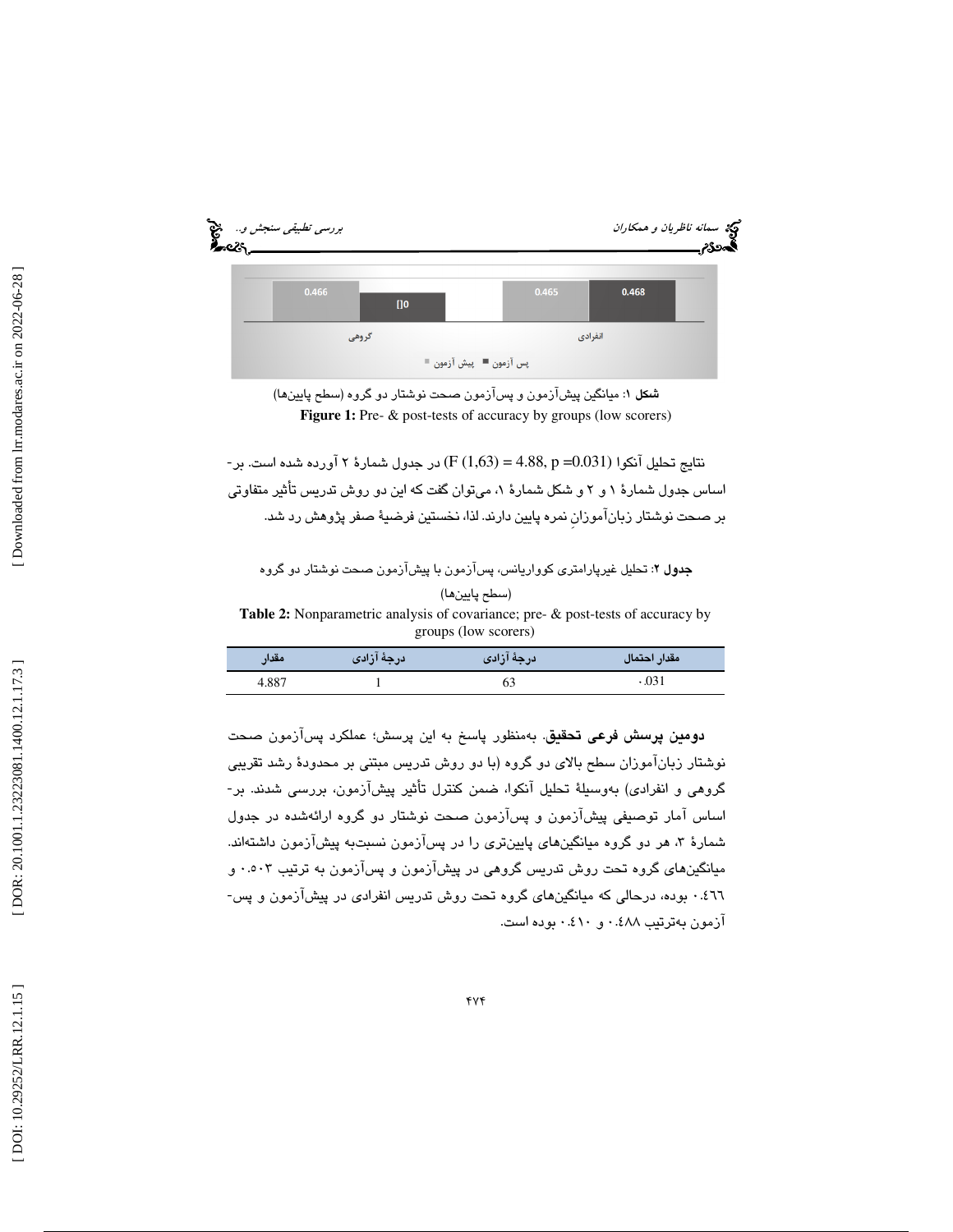| | گروهی | انفرادی |
|---|---|---|
| پیش آزمون | 0.466 | 0.465 |
| پس آزمون | []0 | 0.468 |

**شکل ۱**: میانگین پیش‌آزمون و پس‌آزمون صحت نوشتار دو گروه (سطح پایین‌ها)

**Figure 1:** Pre- & post-tests of accuracy by groups (low scorers)

نتایج تحلیل آنکوا $(F (1,63) = 4.88, p = 0.031)$ در جدول شمارهٔ ۲ آورده شده است. بر-اساس جدول شمارهٔ ۱ و ۲ و شکل شمارهٔ ۱، می‌توان گفت که این دو روش تدریس تأثیر متفاوتی بر صحت نوشتار زبان‌آموزانِ نمره پایین دارند. لذا، نخستین فرضیهٔ صفر پژوهش رد شد.

**جدول ۲**: تحلیل غیرپارامتری کوواریانس، پس‌آزمون با پیش‌آزمون صحت نوشتار دو گروه (سطح پایین‌ها)

**Table 2:** Nonparametric analysis of covariance; pre- & post-tests of accuracy by groups (low scorers)

| مقدار احتمال | درجهٔ آزادی | درجهٔ آزادی | مقدار |
|---|---|---|---|
| ۰.031 | 63 | 1 | 4.887 |

**دومین پرسش فرعی تحقیق**. به‌منظور پاسخ به این پرسش؛ عملکرد پس‌آزمون صحت نوشتار زبان‌آموزان سطح بالای دو گروه (با دو روش تدریس مبتنی بر محدودهٔ رشد تقریبی گروهی و انفرادی) به‌وسیلهٔ تحلیل آنکوا، ضمن کنترل تأثیر پیش‌آزمون، بررسی شدند. بر-اساس آمار توصیفی پیش‌آزمون و پس‌آزمون صحت نوشتار دو گروه ارائه‌شده در جدول شمارهٔ ۳، هر دو گروه میانگین‌های پایین‌تری را در پس‌آزمون نسبت‌به پیش‌آزمون داشته‌اند. میانگین‌های گروه تحت روش تدریس گروهی در پیش‌آزمون و پس‌آزمون به ترتیب ۰.۵۰۳ و ۰.٤٦٦ بوده، درحالی که میانگین‌های گروه تحت روش تدریس انفرادی در پیش‌آزمون و پس-آزمون به‌ترتیب ۰.٤٨٨ و ۰.٤١٠ بوده است.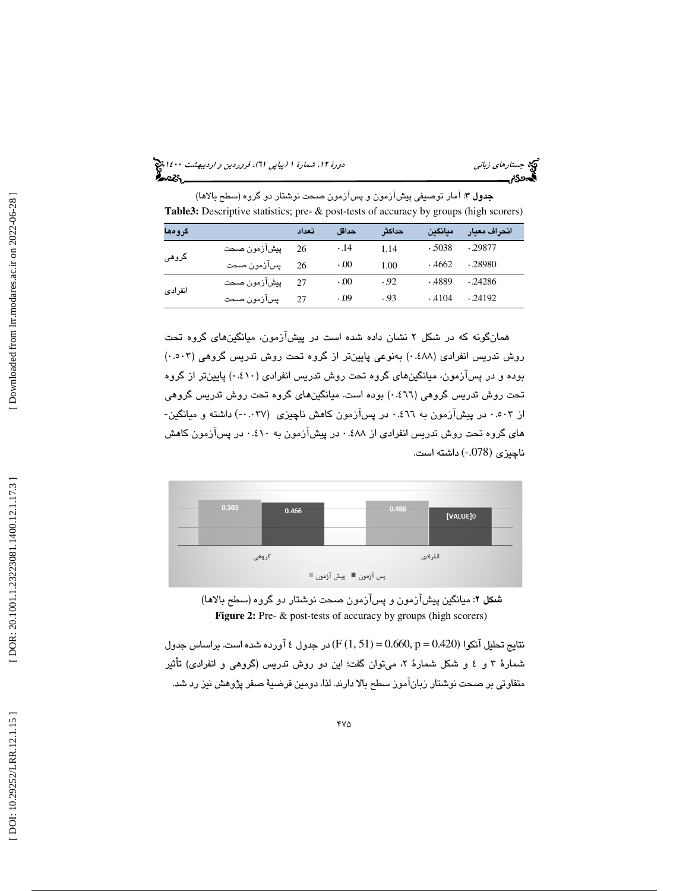**جدول ۳**: آمار توصیفی پیش‌آزمون و پس‌آزمون صحت نوشتار دو گروه (سطح بالاها)

**Table3:** Descriptive statistics; pre- & post-tests of accuracy by groups (high scorers)

| گروه‌ها | | تعداد | حداقل | حداکثر | میانگین | انحراف معیار |
|---|---|---|---|---|---|---|
| گروهی | پیش‌آزمون صحت | 26 | ۰.14 | 1.14 | ۰.5038 | ۰.29877 |
| | پس‌آزمون صحت | 26 | ۰.00 | 1.00 | ۰.4662 | ۰.28980 |
| انفرادی | پیش‌آزمون صحت | 27 | ۰.00 | ۰.92 | ۰.4889 | ۰.24286 |
| | پس‌آزمون صحت | 27 | ۰.09 | ۰.93 | ۰.4104 | ۰.24192 |

همان‌گونه که در شکل ۲ نشان داده شده است در پیش‌آزمون، میانگین‌های گروه تحت روش تدریس انفرادی (۰.۴۸۸) به‌نوعی پایین‌تر از گروه تحت روش تدریس گروهی (۰.۵۰۳) بوده و در پس‌آزمون، میانگین‌های گروه تحت روش تدریس انفرادی (۰.۴۱۰) پایین‌تر از گروه تحت روش تدریس گروهی (۰.۴۶۶) بوده است. میانگین‌های گروه تحت روش تدریس گروهی از ۰.۵۰۳ در پیش‌آزمون به ۰.۴۶۶ در پس‌آزمون کاهش ناچیزی (۰.۰۳۷-) داشته و میانگین‌های گروه تحت روش تدریس انفرادی از ۰.۴۸۸ در پیش‌آزمون به ۰.۴۱۰ در پس‌آزمون کاهش ناچیزی (078.-) داشته است.

**شکل ۲**: میانگین پیش‌آزمون و پس‌آزمون صحت نوشتار دو گروه (سطح بالاها)

**Figure 2:** Pre- & post-tests of accuracy by groups (high scorers)

نتایج تحلیل آنکوا $(F (1, 51) = 0.660, p = 0.420)$ در جدول ٤ آورده شده است. براساس جدول شمارهٔ ۳ و ٤ و شکل شمارهٔ ۲، می‌توان گفت؛ این دو روش تدریس (گروهی و انفرادی) تأثیر متفاوتی بر صحت نوشتار زبان‌آموز سطح بالا دارند. لذا، دومین فرضیهٔ صفر پژوهش نیز رد شد.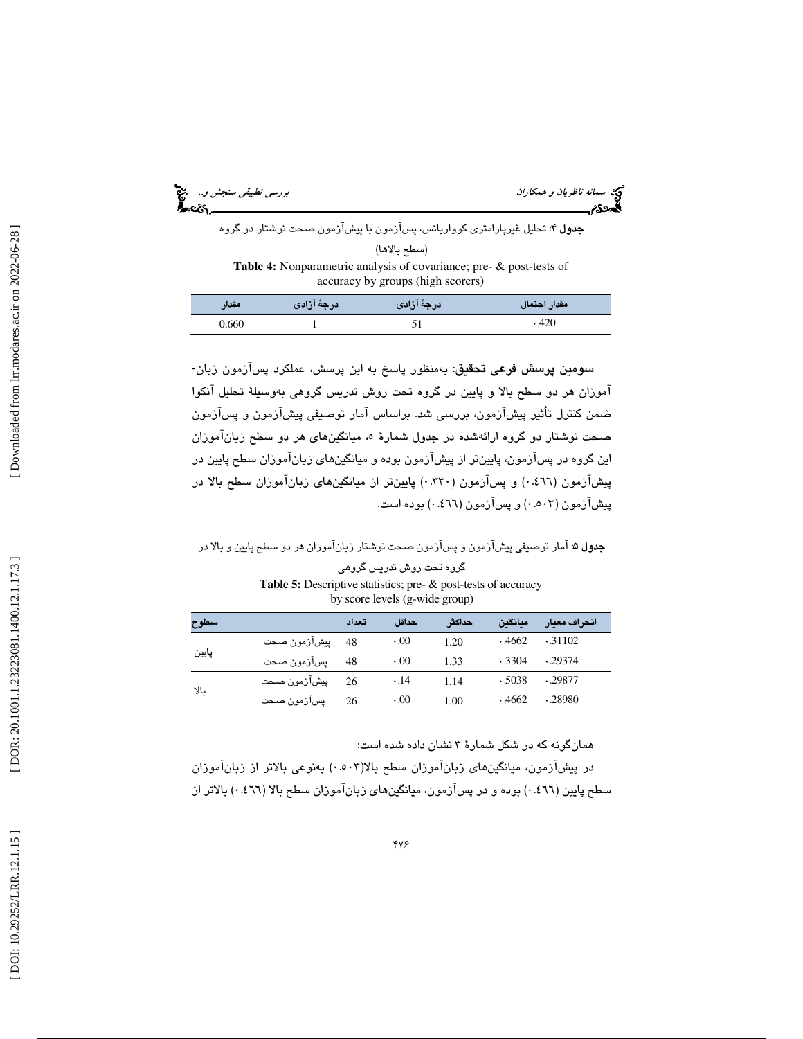**جدول ۴**: تحلیل غیرپارامتری کوواریانس، پس‌آزمون با پیش‌آزمون صحت نوشتار دو گروه (سطح بالاها)

**Table 4:** Nonparametric analysis of covariance; pre- & post-tests of accuracy by groups (high scorers)

| مقدار | درجهٔ آزادی | درجهٔ آزادی | مقدار احتمال |
|---|---|---|---|
| 0.660 | 1 | 51 | ۰.420 |

**سومین پرسش فرعی تحقیق**: به‌منظور پاسخ به این پرسش، عملکرد پس‌آزمون زبان‌آموزان هر دو سطح بالا و پایین در گروه تحت روش تدریس گروهی به‌وسیلهٔ تحلیل آنکوا ضمن کنترل تأثیر پیش‌آزمون، بررسی شد. براساس آمار توصیفی پیش‌آزمون و پس‌آزمون صحت نوشتار دو گروه ارائه‌شده در جدول شمارهٔ ٥، میانگین‌های هر دو سطح زبان‌آموزان این گروه در پس‌آزمون، پایین‌تر از پیش‌آزمون بوده و میانگین‌های زبان‌آموزان سطح پایین در پیش‌آزمون (۰.٤٦٦) و پس‌آزمون (۰.۳۳۰) پایین‌تر از میانگین‌های زبان‌آموزان سطح بالا در پیش‌آزمون (۰.٥۰۳) و پس‌آزمون (۰.٤٦٦) بوده است.

**جدول ۵**: آمار توصیفی پیش‌آزمون و پس‌آزمون صحت نوشتار زبان‌آموزان هر دو سطح پایین و بالا در گروه تحت روش تدریس گروهی

**Table 5:** Descriptive statistics; pre- & post-tests of accuracy by score levels (g-wide group)

| سطوح | | تعداد | حداقل | حداکثر | میانگین | انحراف معیار |
|---|---|---|---|---|---|---|
| پایین | پیش‌آزمون صحت | 48 | ۰.00 | 1.20 | ۰.4662 | ۰.31102 |
| | پس‌آزمون صحت | 48 | ۰.00 | 1.33 | ۰.3304 | ۰.29374 |
| بالا | پیش‌آزمون صحت | 26 | ۰.14 | 1.14 | ۰.5038 | ۰.29877 |
| | پس‌آزمون صحت | 26 | ۰.00 | 1.00 | ۰.4662 | ۰.28980 |

همان‌گونه که در شکل شمارهٔ ۳ نشان داده شده است:

در پیش‌آزمون، میانگین‌های زبان‌آموزان سطح بالا(۰.٥۰۳) به‌نوعی بالاتر از زبان‌آموزان سطح پایین (۰.٤٦٦) بوده و در پس‌آزمون، میانگین‌های زبان‌آموزان سطح بالا (۰.٤٦٦) بالاتر از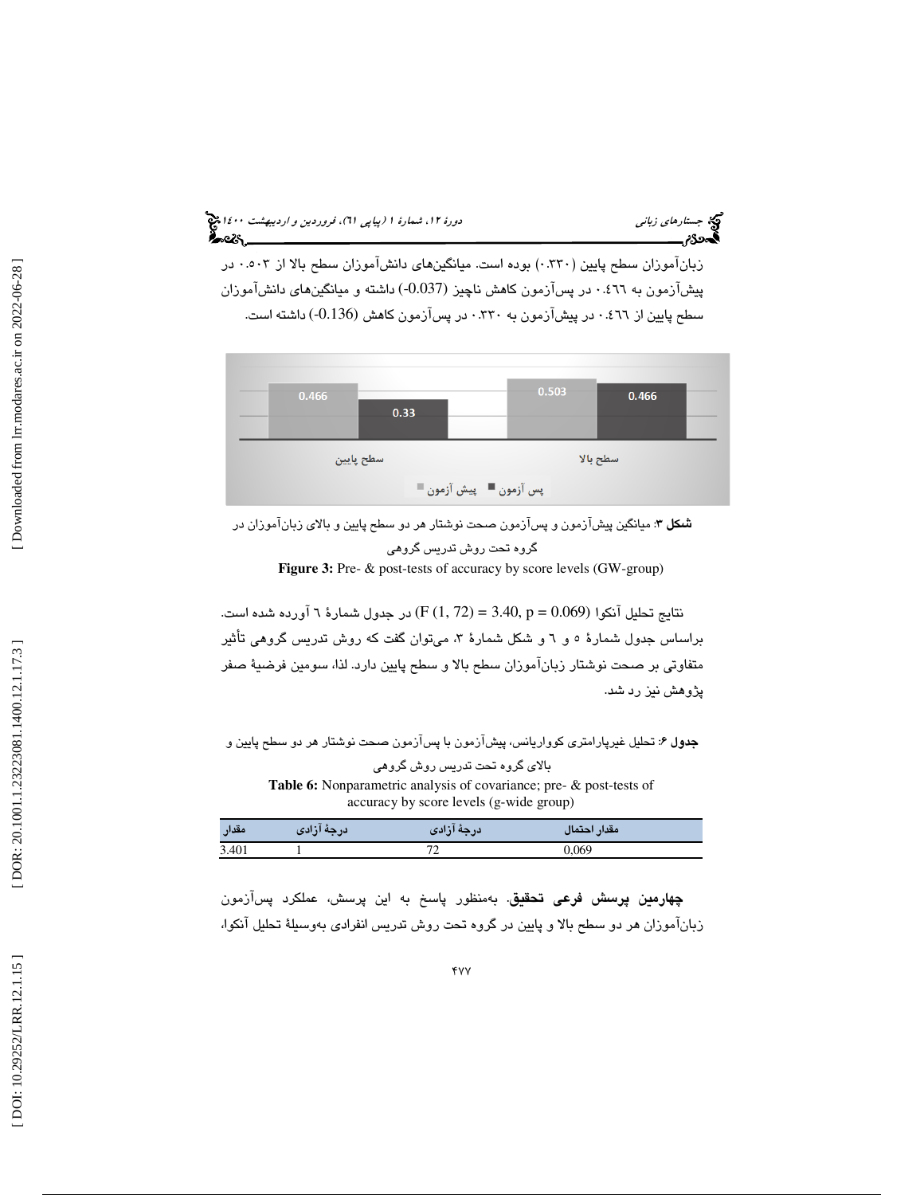زبان‌آموزان سطح پایین (۰.۳۳۰) بوده است. میانگین‌های دانش‌آموزان سطح بالا از ۰.۵۰۳ در پیش‌آزمون به ۰.٤٦٦ در پس‌آزمون کاهش ناچیز (0.037-) داشته و میانگین‌های دانش‌آموزان سطح پایین از ۰.٤٦٦ در پیش‌آزمون به ۰.۳۳۰ در پس‌آزمون کاهش (0.136-) داشته است.

**شکل ۳**: میانگین پیش‌آزمون و پس‌آزمون صحت نوشتار هر دو سطح پایین و بالای زبان‌آموزان در گروه تحت روش تدریس گروهی

**Figure 3:** Pre- & post-tests of accuracy by score levels (GW-group)

نتایج تحلیل آنکوا ($F(1, 72) = 3.40, p = 0.069$) در جدول شمارهٔ ٦ آورده شده است. براساس جدول شمارهٔ ٥ و ٦ و شکل شمارهٔ ۳، می‌توان گفت که روش تدریس گروهی تأثیر متفاوتی بر صحت نوشتار زبان‌آموزان سطح بالا و سطح پایین دارد. لذا، سومین فرضیهٔ صفر پژوهش نیز رد شد.

**جدول ۶**: تحلیل غیرپارامتری کوواریانس، پیش‌آزمون با پس‌آزمون صحت نوشتار هر دو سطح پایین و بالای گروه تحت تدریس روش گروهی

**Table 6:** Nonparametric analysis of covariance; pre- & post-tests of accuracy by score levels (g-wide group)

| مقدار | درجهٔ آزادی | درجهٔ آزادی | مقدار احتمال |
|---|---|---|---|
| 3.401 | 1 | 72 | 0,069 |

**چهارمین پرسش فرعی تحقیق**. به‌منظور پاسخ به این پرسش، عملکرد پس‌آزمون زبان‌آموزان هر دو سطح بالا و پایین در گروه تحت روش تدریس انفرادی به‌وسیلهٔ تحلیل آنکوا،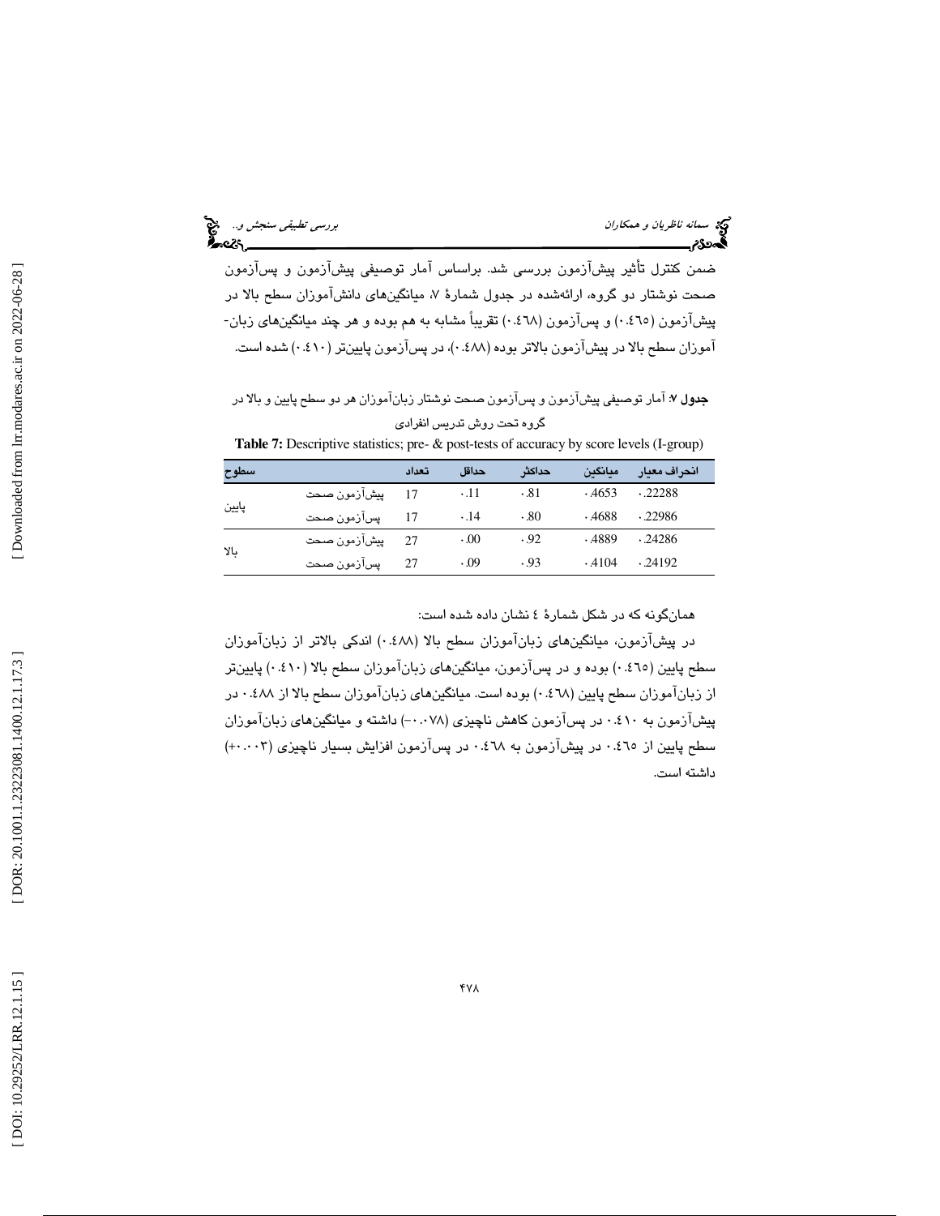ضمن کنترل تأثیر پیش‌آزمون بررسی شد. براساس آمار توصیفی پیش‌آزمون و پس‌آزمون صحت نوشتار دو گروه، ارائه‌شده در جدول شمارهٔ ۷، میانگین‌های دانش‌آموزان سطح بالا در پیش‌آزمون (۰.٤٦٥) و پس‌آزمون (۰.٤٦٨) تقریباً مشابه به هم بوده و هر چند میانگین‌های زبان‌آموزان سطح بالا در پیش‌آزمون بالاتر بوده (۰.٤٨٨)، در پس‌آزمون پایین‌تر (۰.٤١٠) شده است.

**جدول ۷**: آمار توصیفی پیش‌آزمون و پس‌آزمون صحت نوشتار زبان‌آموزان هر دو سطح پایین و بالا در گروه تحت روش تدریس انفرادی

**Table 7:** Descriptive statistics; pre- & post-tests of accuracy by score levels (I-group)

| سطوح | | تعداد | حداقل | حداکثر | میانگین | انحراف معیار |
|---|---|---|---|---|---|---|
| پایین | پیش‌آزمون صحت | 17 | ۰.11 | ۰.81 | ۰.4653 | ۰.22288 |
| | پس‌آزمون صحت | 17 | ۰.14 | ۰.80 | ۰.4688 | ۰.22986 |
| بالا | پیش‌آزمون صحت | 27 | ۰.00 | ۰.92 | ۰.4889 | ۰.24286 |
| | پس‌آزمون صحت | 27 | ۰.09 | ۰.93 | ۰.4104 | ۰.24192 |

همان‌گونه که در شکل شمارهٔ ٤ نشان داده شده است:

در پیش‌آزمون، میانگین‌های زبان‌آموزان سطح بالا (۰.٤٨٨) اندکی بالاتر از زبان‌آموزان سطح پایین (۰.٤٦٥) بوده و در پس‌آزمون، میانگین‌های زبان‌آموزان سطح بالا (۰.٤١٠) پایین‌تر از زبان‌آموزان سطح پایین (۰.٤٦٨) بوده است. میانگین‌های زبان‌آموزان سطح بالا از ۰.٤٨٨ در پیش‌آزمون به ۰.٤١٠ در پس‌آزمون کاهش ناچیزی (۰.۰٧٨-) داشته و میانگین‌های زبان‌آموزان سطح پایین از ۰.٤٦٥ در پیش‌آزمون به ۰.٤٦٨ در پس‌آزمون افزایش بسیار ناچیزی (۰.۰۰٣+) داشته است.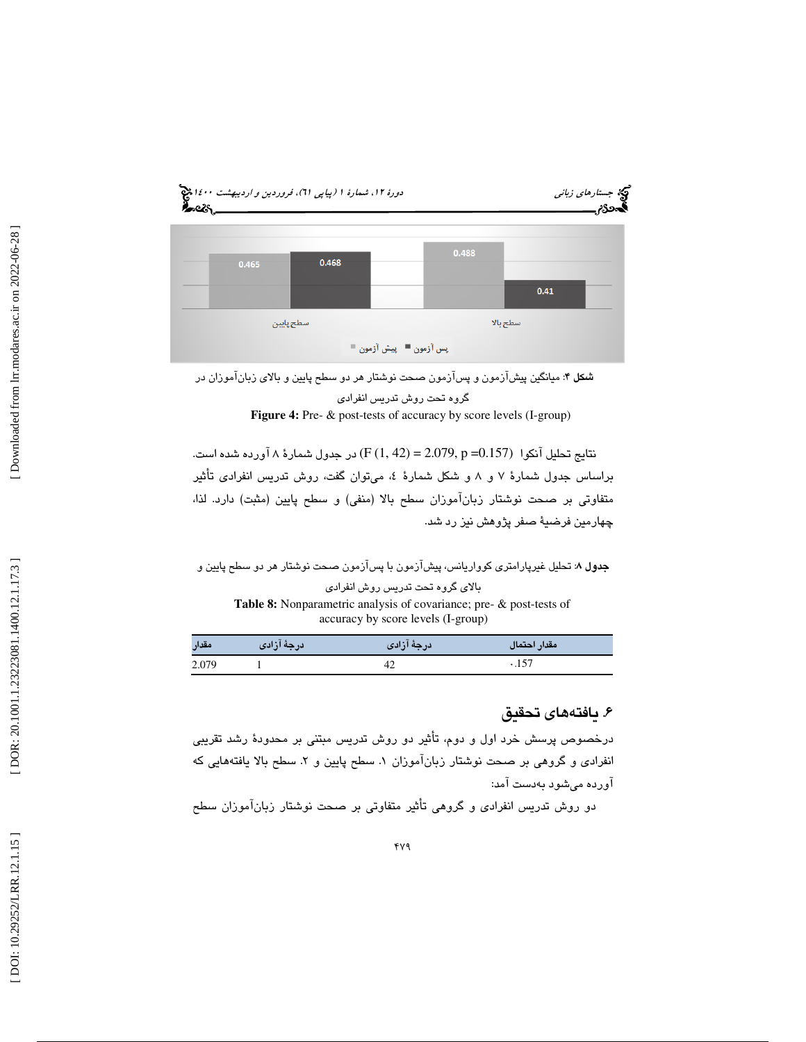**شکل ۴**: میانگین پیش‌آزمون و پس‌آزمون صحت نوشتار هر دو سطح پایین و بالای زبان‌آموزان در گروه تحت روش تدریس انفرادی

**Figure 4:** Pre- & post-tests of accuracy by score levels (I-group)

نتایج تحلیل آنکوا $(F (1, 42) = 2.079, p =0.157)$ در جدول شمارهٔ ۸ آورده شده است. براساس جدول شمارهٔ ۷ و ۸ و شکل شمارهٔ ٤، می‌توان گفت، روش تدریس انفرادی تأثیر متفاوتی بر صحت نوشتار زبان‌آموزان سطح بالا (منفی) و سطح پایین (مثبت) دارد. لذا، چهارمین فرضیهٔ صفر پژوهش نیز رد شد.

**جدول ۸**: تحلیل غیرپارامتری کوواریانس، پیش‌آزمون با پس‌آزمون صحت نوشتار هر دو سطح پایین و بالای گروه تحت تدریس روش انفرادی

**Table 8:** Nonparametric analysis of covariance; pre- & post-tests of accuracy by score levels (I-group)

| مقدار | درجهٔ آزادی | درجهٔ آزادی | مقدار احتمال |
|---|---|---|---|
| 2.079 | 1 | 42 | ۰.157 |

## ۶. یافته‌های تحقیق

درخصوص پرسش خرد اول و دوم، تأثیر دو روش تدریس مبتنی بر محدودهٔ رشد تقریبی انفرادی و گروهی بر صحت نوشتار زبان‌آموزان ۱. سطح پایین و ۲. سطح بالا یافته‌هایی که آورده می‌شود به‌دست آمد:

دو روش تدریس انفرادی و گروهی تأثیر متفاوتی بر صحت نوشتار زبان‌آموزان سطح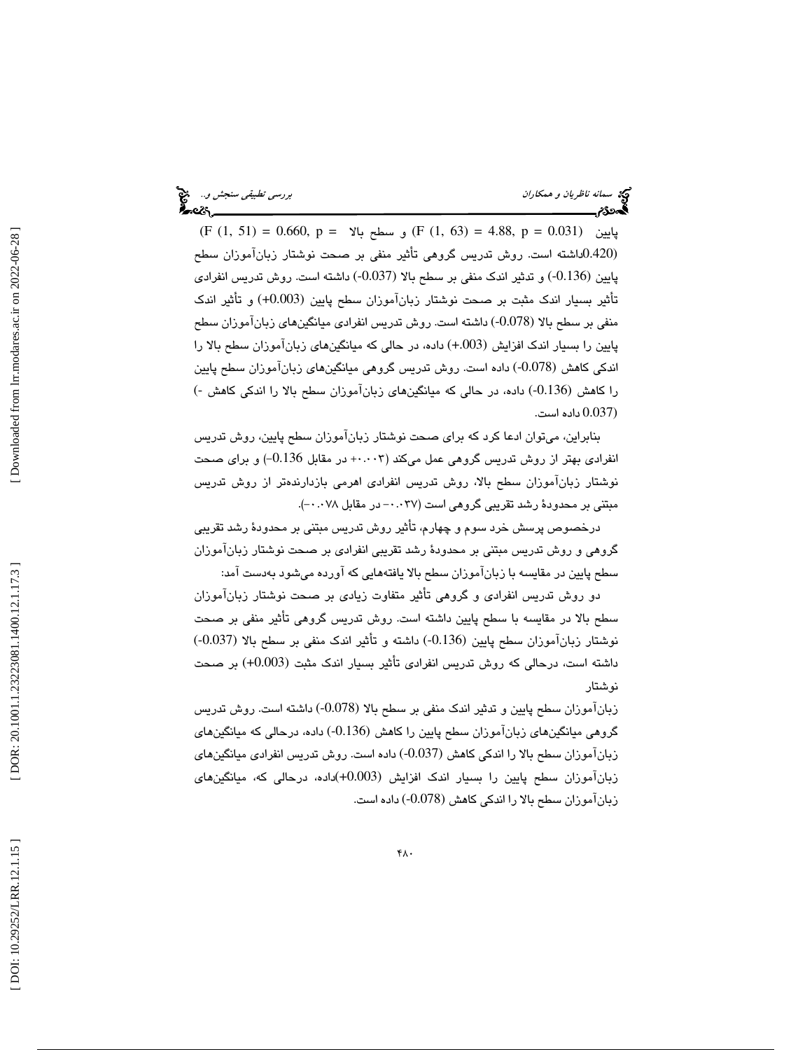پایین $(F (1, 63) = 4.88, p = 0.031)$ و سطح بالا $(F (1, 51) = 0.660, p = 0.420)$ داشته است. روش تدریس گروهی تأثیر منفی بر صحت نوشتار زبان‌آموزان سطح پایین (0.136-) و تدثیر اندک منفی بر سطح بالا (0.037-) داشته است. روش تدریس انفرادی تأثیر بسیار اندک مثبت بر صحت نوشتار زبان‌آموزان سطح پایین (0.003+) و تأثیر اندک منفی بر سطح بالا (0.078-) داشته است. روش تدریس انفرادی میانگین‌های زبان‌آموزان سطح پایین را بسیار اندک افزایش (.003+) داده، در حالی که میانگین‌های زبان‌آموزان سطح بالا را اندکی کاهش (0.078-) داده است. روش تدریس گروهی میانگین‌های زبان‌آموزان سطح پایین را کاهش (0.136-) داده، در حالی که میانگین‌های زبان‌آموزان سطح بالا را اندکی کاهش (-0.037) داده است.

بنابراین، می‌توان ادعا کرد که برای صحت نوشتار زبان‌آموزان سطح پایین، روش تدریس انفرادی بهتر از روش تدریس گروهی عمل می‌کند (۰.۰۰۳+ در مقابل 0.136–) و برای صحت نوشتار زبان‌آموزان سطح بالا، روش تدریس انفرادی اهرمی بازدارنده‌تر از روش تدریس مبتنی بر محدودهٔ رشد تقریبی گروهی است (۰.۰۳۷– در مقابل ۰.۰۷۸–).

درخصوص پرسش خرد سوم و چهارم، تأثیر روش تدریس مبتنی بر محدودهٔ رشد تقریبی گروهی و روش تدریس مبتنی بر محدودهٔ رشد تقریبی انفرادی بر صحت نوشتار زبان‌آموزان سطح پایین در مقایسه با زبان‌آموزان سطح بالا یافته‌هایی که آورده می‌شود به‌دست آمد:

دو روش تدریس انفرادی و گروهی تأثیر متفاوت زیادی بر صحت نوشتار زبان‌آموزان سطح بالا در مقایسه با سطح پایین داشته است. روش تدریس گروهی تأثیر منفی بر صحت نوشتار زبان‌آموزان سطح پایین (0.136-) داشته و تأثیر اندک منفی بر سطح بالا (0.037-) داشته است، درحالی که روش تدریس انفرادی تأثیر بسیار اندک مثبت (0.003+) بر صحت نوشتار

زبان‌آموزان سطح پایین و تدثیر اندک منفی بر سطح بالا (0.078-) داشته است. روش تدریس گروهی میانگین‌های زبان‌آموزان سطح پایین را کاهش (0.136-) داده، درحالی که میانگین‌های زبان‌آموزان سطح بالا را اندکی کاهش (0.037-) داده است. روش تدریس انفرادی میانگین‌های زبان‌آموزان سطح پایین را بسیار اندک افزایش (0.003+)داده، درحالی که، میانگین‌های زبان‌آموزان سطح بالا را اندکی کاهش (0.078-) داده است.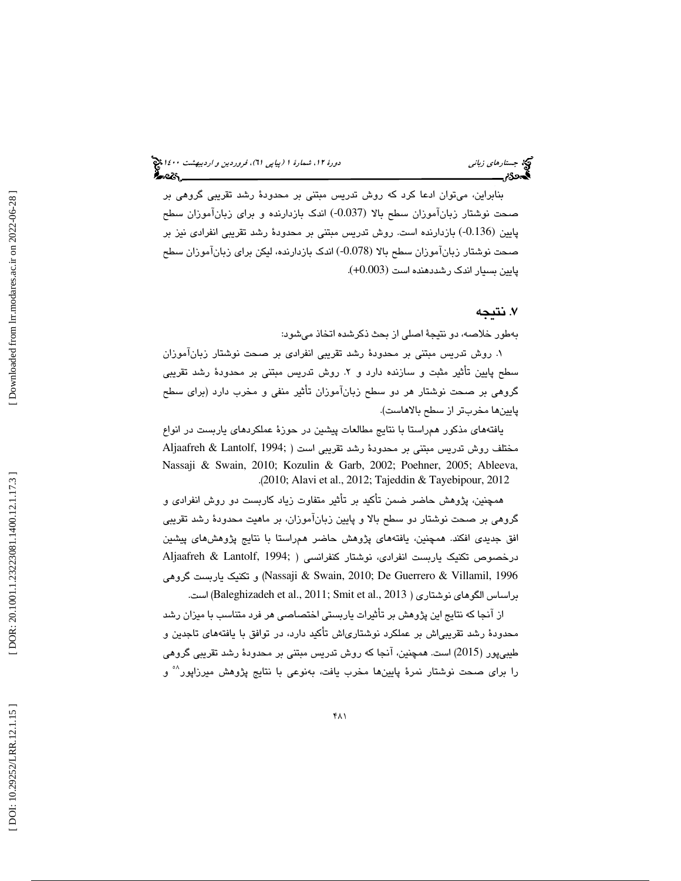بنابراین، می‌توان ادعا کرد که روش تدریس مبتنی بر محدودهٔ رشد تقریبی گروهی بر صحت نوشتار زبان‌آموزان سطح بالا (0.037-) اندک بازدارنده و برای زبان‌آموزان سطح پایین (0.136-) بازدارنده است. روش تدریس مبتنی بر محدودهٔ رشد تقریبی انفرادی نیز بر صحت نوشتار زبان‌آموزان سطح بالا (0.078-) اندک بازدارنده، لیکن برای زبان‌آموزان سطح پایین بسیار اندک رشددهنده است (0.003+).

## ۷. نتیجه

به‌طور خلاصه، دو نتیجهٔ اصلی از بحث ذکرشده اتخاذ می‌شود:

۱. روش تدریس مبتنی بر محدودهٔ رشد تقریبی انفرادی بر صحت نوشتار زبان‌آموزان سطح پایین تأثیر مثبت و سازنده دارد و ۲. روش تدریس مبتنی بر محدودهٔ رشد تقریبی گروهی بر صحت نوشتار هر دو سطح زبان‌آموزان تأثیر منفی و مخرب دارد (برای سطح پایین‌ها مخرب‌تر از سطح بالاهاست).

یافته‌های مذکور همراستا با نتایج مطالعات پیشین در حوزهٔ عملکردهای داربست در انواع مختلف روش تدریس مبتنی بر محدودهٔ رشد تقریبی است (Aljaafreh & Lantolf, 1994; Nassaji & Swain, 2010; Kozulin & Garb, 2002; Poehner, 2005; Ableeva, 2010; Alavi et al., 2012; Tajeddin & Tayebipour, 2012).

همچنین، پژوهش حاضر ضمن تأکید بر تأثیر متفاوت زیاد کاربست دو روش انفرادی و گروهی بر صحت نوشتار دو سطح بالا و پایین زبان‌آموزان، بر ماهیت محدودهٔ رشد تقریبی افق جدیدی افکند. همچنین، یافته‌های پژوهش حاضر همراستا با نتایج پژوهش‌های پیشین درخصوص تکنیک داربست انفرادی، نوشتار کنفرانسی (Aljaafreh & Lantolf, 1994; Nassaji & Swain, 2010; De Guerrero & Villamil, 1996) و تکنیک داربست گروهی براساس الگوهای نوشتاری (Baleghizadeh et al., 2011; Smit et al., 2013) است.

از آنجا که نتایج این پژوهش بر تأثیرات داربستی اختصاصی هر فرد متناسب با میزان رشد محدودهٔ رشد تقریبی‌اش بر عملکرد نوشتاری‌اش تأکید دارد، در توافق با یافته‌های تاجدین و طیبی‌پور (2015) است. همچنین، آنجا که روش تدریس مبتنی بر محدودهٔ رشد تقریبی گروهی را برای صحت نوشتار نمرهٔ پایین‌ها مخرب یافت، به‌نوعی با نتایج پژوهش میرزاپور[۵۸] و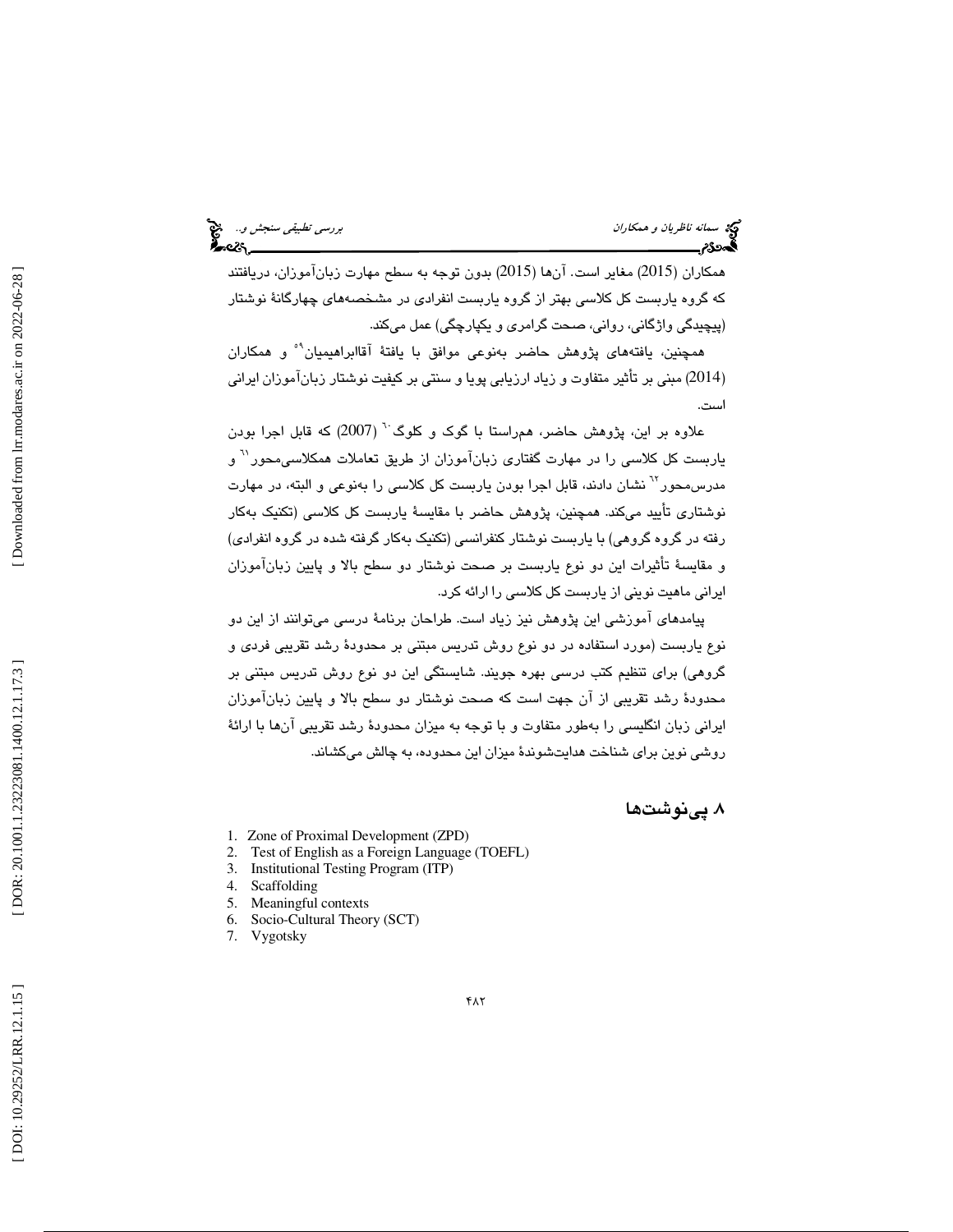همکاران (2015) مغایر است. آن‌ها (2015) بدون توجه به سطح مهارت زبان‌آموزان، دریافتند که گروه داربست کل کلاسی بهتر از گروه داربست انفرادی در مشخصه‌های چهارگانهٔ نوشتار (پیچیدگی واژگانی، روانی، صحت گرامری و یکپارچگی) عمل می‌کند.

همچنین، یافته‌های پژوهش حاضر به‌نوعی موافق با یافتهٔ آقاابراهیمیان[9] و همکاران (2014) مبنی بر تأثیر متفاوت و زیاد ارزیابی پویا و سنتی بر کیفیت نوشتار زبان‌آموزان ایرانی است.

علاوه بر این، پژوهش حاضر، همراستا با گوک و کلوگ[10] (2007) که قابل اجرا بودن داربست کل کلاسی را در مهارت گفتاری زبان‌آموزان از طریق تعاملات همکلاسی‌محور[11] و مدرس‌محور[12] نشان دادند، قابل اجرا بودن داربست کل کلاسی را به‌نوعی و البته، در مهارت نوشتاری تأیید می‌کند. همچنین، پژوهش حاضر با مقایسهٔ داربست کل کلاسی (تکنیک به‌کار رفته در گروه گروهی) با داربست نوشتار کنفرانسی (تکنیک به‌کار گرفته شده در گروه انفرادی) و مقایسهٔ تأثیرات این دو نوع داربست بر صحت نوشتار دو سطح بالا و پایین زبان‌آموزان ایرانی ماهیت نوینی از داربست کل کلاسی را ارائه کرد.

پیامدهای آموزشی این پژوهش نیز زیاد است. طراحان برنامهٔ درسی می‌توانند از این دو نوع داربست (مورد استفاده در دو نوع روش تدریس مبتنی بر محدودهٔ رشد تقریبی فردی و گروهی) برای تنظیم کتب درسی بهره جویند. شایستگی این دو نوع روش تدریس مبتنی بر محدودهٔ رشد تقریبی از آن جهت است که صحت نوشتار دو سطح بالا و پایین زبان‌آموزان ایرانی زبان انگلیسی را به‌طور متفاوت و با توجه به میزان محدودهٔ رشد تقریبی آن‌ها با ارائهٔ روشی نوین برای شناخت هدایت‌شوندهٔ میزان این محدوده، به چالش می‌کشاند.

## ۸. پی‌نوشت‌ها

1. Zone of Proximal Development (ZPD)
2. Test of English as a Foreign Language (TOEFL)
3. Institutional Testing Program (ITP)
4. Scaffolding
5. Meaningful contexts
6. Socio-Cultural Theory (SCT)
7. Vygotsky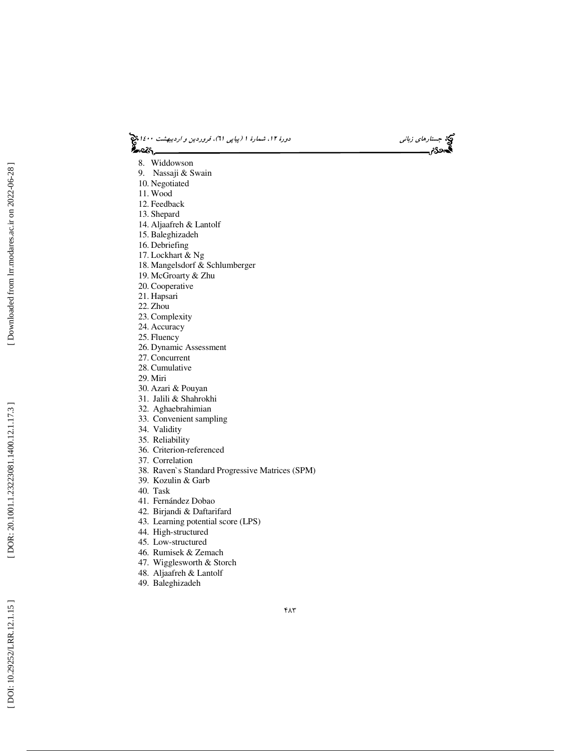8. Widdowson
9. Nassaji & Swain
10. Negotiated
11. Wood
12. Feedback
13. Shepard
14. Aljaafreh & Lantolf
15. Baleghizadeh
16. Debriefing
17. Lockhart & Ng
18. Mangelsdorf & Schlumberger
19. McGroarty & Zhu
20. Cooperative
21. Hapsari
22. Zhou
23. Complexity
24. Accuracy
25. Fluency
26. Dynamic Assessment
27. Concurrent
28. Cumulative
29. Miri
30. Azari & Pouyan
31. Jalili & Shahrokhi
32. Aghaebrahimian
33. Convenient sampling
34. Validity
35. Reliability
36. Criterion-referenced
37. Correlation
38. Raven`s Standard Progressive Matrices (SPM)
39. Kozulin & Garb
40. Task
41. Fernández Dobao
42. Birjandi & Daftarifard
43. Learning potential score (LPS)
44. High-structured
45. Low-structured
46. Rumisek & Zemach
47. Wigglesworth & Storch
48. Aljaafreh & Lantolf
49. Baleghizadeh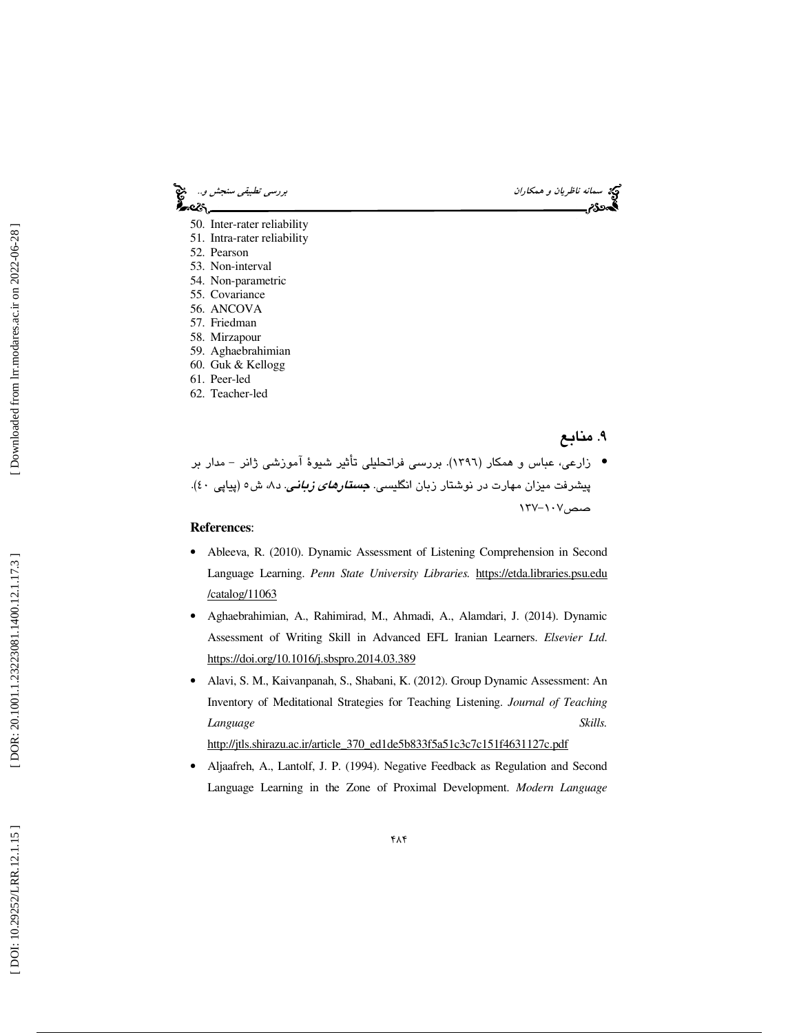50. Inter-rater reliability
51. Intra-rater reliability
52. Pearson
53. Non-interval
54. Non-parametric
55. Covariance
56. ANCOVA
57. Friedman
58. Mirzapour
59. Aghaebrahimian
60. Guk & Kellogg
61. Peer-led
62. Teacher-led

## ۹. منابع

- زارعی، عباس و همکار (۱۳۹٦). بررسی فراتحلیلی تأثیر شیوهٔ آموزشی ژانر – مدار بر پیشرفت میزان مهارت در نوشتار زبان انگلیسی. ***جستارهای زبانی***. د۸، ش٥ (پیاپی ٤٠). صص۱۰۷-۱۳۷

**References**:

- Ableeva, R. (2010). Dynamic Assessment of Listening Comprehension in Second Language Learning. *Penn State University Libraries.* https://etda.libraries.psu.edu/catalog/11063
- Aghaebrahimian, A., Rahimirad, M., Ahmadi, A., Alamdari, J. (2014). Dynamic Assessment of Writing Skill in Advanced EFL Iranian Learners. *Elsevier Ltd.* https://doi.org/10.1016/j.sbspro.2014.03.389
- Alavi, S. M., Kaivanpanah, S., Shabani, K. (2012). Group Dynamic Assessment: An Inventory of Meditational Strategies for Teaching Listening. *Journal of Teaching Language Skills.* http://jtls.shirazu.ac.ir/article_370_ed1de5b833f5a51c3c7c151f4631127c.pdf
- Aljaafreh, A., Lantolf, J. P. (1994). Negative Feedback as Regulation and Second Language Learning in the Zone of Proximal Development. *Modern Language*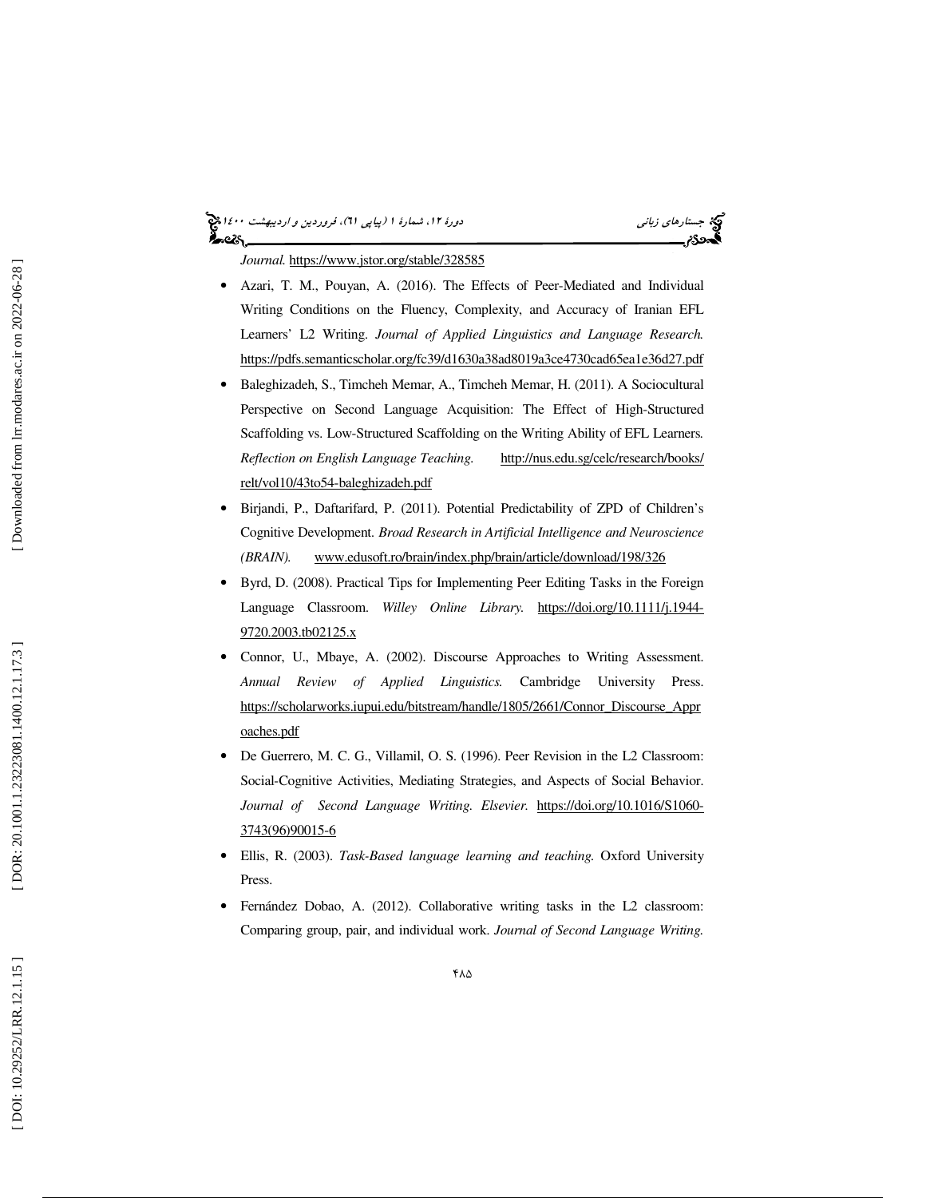*Journal.* https://www.jstor.org/stable/328585

- Azari, T. M., Pouyan, A. (2016). The Effects of Peer-Mediated and Individual Writing Conditions on the Fluency, Complexity, and Accuracy of Iranian EFL Learners' L2 Writing. *Journal of Applied Linguistics and Language Research.* https://pdfs.semanticscholar.org/fc39/d1630a38ad8019a3ce4730cad65ea1e36d27.pdf
- Baleghizadeh, S., Timcheh Memar, A., Timcheh Memar, H. (2011). A Sociocultural Perspective on Second Language Acquisition: The Effect of High-Structured Scaffolding vs. Low-Structured Scaffolding on the Writing Ability of EFL Learners. *Reflection on English Language Teaching.* http://nus.edu.sg/celc/research/books/relt/vol10/43to54-baleghizadeh.pdf
- Birjandi, P., Daftarifard, P. (2011). Potential Predictability of ZPD of Children's Cognitive Development. *Broad Research in Artificial Intelligence and Neuroscience (BRAIN).* www.edusoft.ro/brain/index.php/brain/article/download/198/326
- Byrd, D. (2008). Practical Tips for Implementing Peer Editing Tasks in the Foreign Language Classroom. *Willey Online Library.* https://doi.org/10.1111/j.1944-9720.2003.tb02125.x
- Connor, U., Mbaye, A. (2002). Discourse Approaches to Writing Assessment. *Annual Review of Applied Linguistics.* Cambridge University Press. https://scholarworks.iupui.edu/bitstream/handle/1805/2661/Connor_Discourse_Approaches.pdf
- De Guerrero, M. C. G., Villamil, O. S. (1996). Peer Revision in the L2 Classroom: Social-Cognitive Activities, Mediating Strategies, and Aspects of Social Behavior. *Journal of Second Language Writing. Elsevier.* https://doi.org/10.1016/S1060-3743(96)90015-6
- Ellis, R. (2003). *Task-Based language learning and teaching.* Oxford University Press.
- Fernández Dobao, A. (2012). Collaborative writing tasks in the L2 classroom: Comparing group, pair, and individual work. *Journal of Second Language Writing.*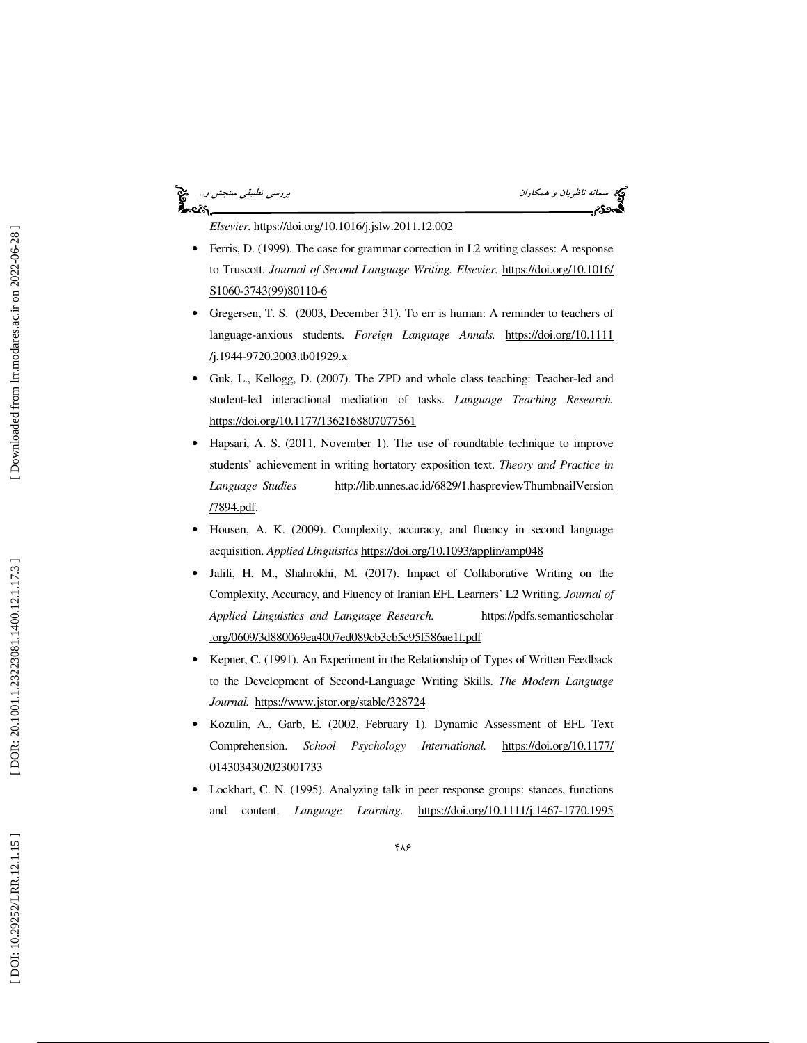*Elsevier*. https://doi.org/10.1016/j.jslw.2011.12.002

- Ferris, D. (1999). The case for grammar correction in L2 writing classes: A response to Truscott. *Journal of Second Language Writing. Elsevier.* https://doi.org/10.1016/S1060-3743(99)80110-6
- Gregersen, T. S. (2003, December 31). To err is human: A reminder to teachers of language-anxious students. *Foreign Language Annals.* https://doi.org/10.1111/j.1944-9720.2003.tb01929.x
- Guk, L., Kellogg, D. (2007). The ZPD and whole class teaching: Teacher-led and student-led interactional mediation of tasks. *Language Teaching Research.* https://doi.org/10.1177/1362168807077561
- Hapsari, A. S. (2011, November 1). The use of roundtable technique to improve students' achievement in writing hortatory exposition text. *Theory and Practice in Language Studies* http://lib.unnes.ac.id/6829/1.haspreviewThumbnailVersion/7894.pdf.
- Housen, A. K. (2009). Complexity, accuracy, and fluency in second language acquisition. *Applied Linguistics* https://doi.org/10.1093/applin/amp048
- Jalili, H. M., Shahrokhi, M. (2017). Impact of Collaborative Writing on the Complexity, Accuracy, and Fluency of Iranian EFL Learners' L2 Writing. *Journal of Applied Linguistics and Language Research.* https://pdfs.semanticscholar.org/0609/3d880069ea4007ed089cb3cb5c95f586ae1f.pdf
- Kepner, C. (1991). An Experiment in the Relationship of Types of Written Feedback to the Development of Second-Language Writing Skills. *The Modern Language Journal.* https://www.jstor.org/stable/328724
- Kozulin, A., Garb, E. (2002, February 1). Dynamic Assessment of EFL Text Comprehension. *School Psychology International.* https://doi.org/10.1177/0143034302023001733
- Lockhart, C. N. (1995). Analyzing talk in peer response groups: stances, functions and content. *Language Learning.* https://doi.org/10.1111/j.1467-1770.1995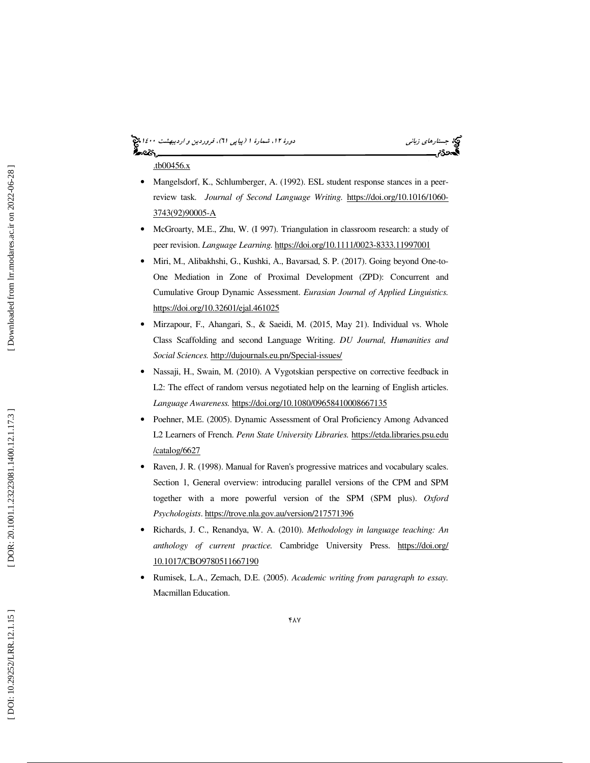.tb00456.x

- Mangelsdorf, K., Schlumberger, A. (1992). ESL student response stances in a peer-review task. *Journal of Second Language Writing.* https://doi.org/10.1016/1060-3743(92)90005-A
- McGroarty, M.E., Zhu, W. (I 997). Triangulation in classroom research: a study of peer revision. *Language Learning.* https://doi.org/10.1111/0023-8333.11997001
- Miri, M., Alibakhshi, G., Kushki, A., Bavarsad, S. P. (2017). Going beyond One-to-One Mediation in Zone of Proximal Development (ZPD): Concurrent and Cumulative Group Dynamic Assessment. *Eurasian Journal of Applied Linguistics.* https://doi.org/10.32601/ejal.461025
- Mirzapour, F., Ahangari, S., & Saeidi, M. (2015, May 21). Individual vs. Whole Class Scaffolding and second Language Writing. *DU Journal, Humanities and Social Sciences.* http://dujournals.eu.pn/Special-issues/
- Nassaji, H., Swain, M. (2010). A Vygotskian perspective on corrective feedback in L2: The effect of random versus negotiated help on the learning of English articles. *Language Awareness.* https://doi.org/10.1080/09658410008667135
- Poehner, M.E. (2005). Dynamic Assessment of Oral Proficiency Among Advanced L2 Learners of French. *Penn State University Libraries.* https://etda.libraries.psu.edu/catalog/6627
- Raven, J. R. (1998). Manual for Raven's progressive matrices and vocabulary scales. Section 1, General overview: introducing parallel versions of the CPM and SPM together with a more powerful version of the SPM (SPM plus). *Oxford Psychologists*. https://trove.nla.gov.au/version/217571396
- Richards, J. C., Renandya, W. A. (2010). *Methodology in language teaching: An anthology of current practice.* Cambridge University Press. https://doi.org/10.1017/CBO9780511667190
- Rumisek, L.A., Zemach, D.E. (2005). *Academic writing from paragraph to essay.* Macmillan Education.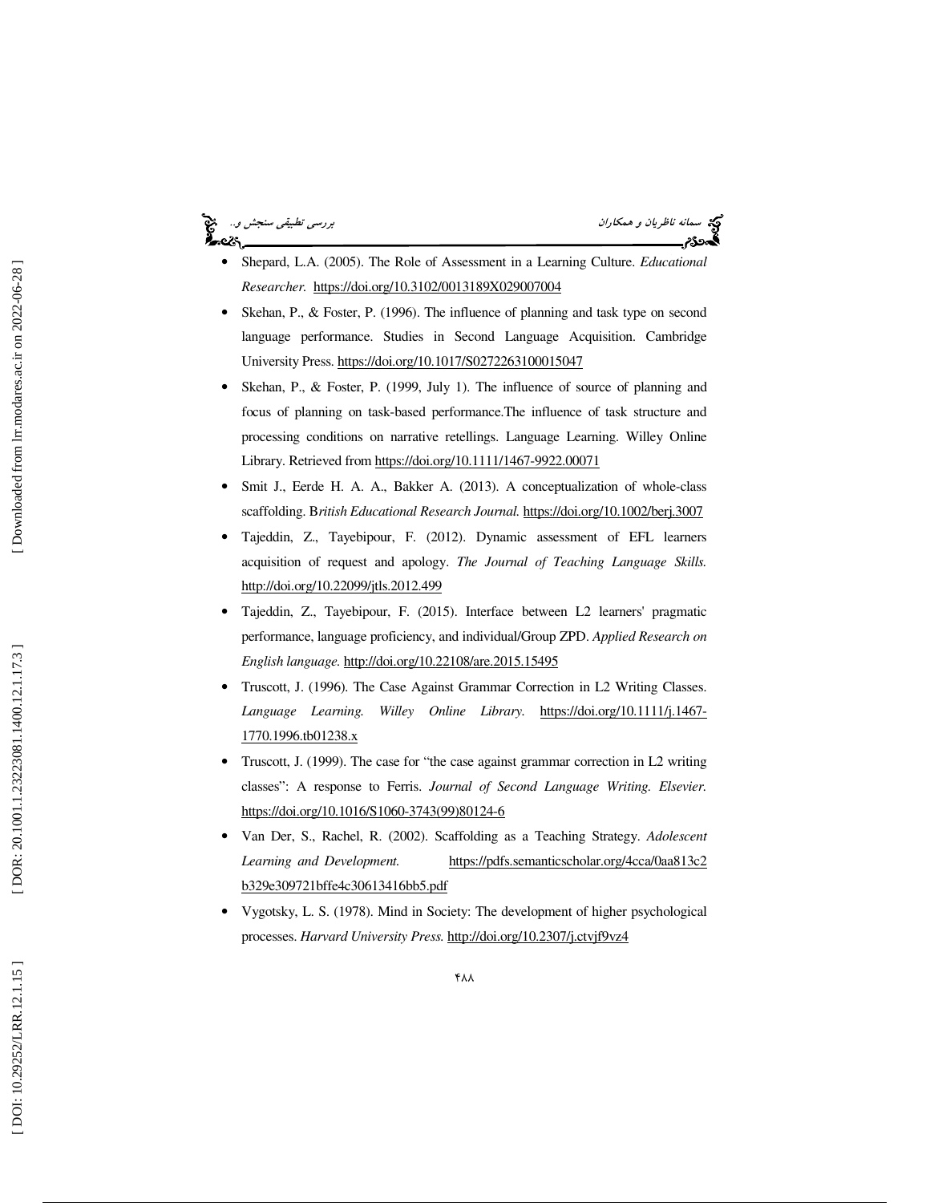- Shepard, L.A. (2005). The Role of Assessment in a Learning Culture. *Educational Researcher.* https://doi.org/10.3102/0013189X029007004
- Skehan, P., & Foster, P. (1996). The influence of planning and task type on second language performance. Studies in Second Language Acquisition. Cambridge University Press. https://doi.org/10.1017/S0272263100015047
- Skehan, P., & Foster, P. (1999, July 1). The influence of source of planning and focus of planning on task-based performance.The influence of task structure and processing conditions on narrative retellings. Language Learning. Willey Online Library. Retrieved from https://doi.org/10.1111/1467-9922.00071
- Smit J., Eerde H. A. A., Bakker A. (2013). A conceptualization of whole-class scaffolding. B*ritish Educational Research Journal.* https://doi.org/10.1002/berj.3007
- Tajeddin, Z., Tayebipour, F. (2012). Dynamic assessment of EFL learners acquisition of request and apology. *The Journal of Teaching Language Skills.* http://doi.org/10.22099/jtls.2012.499
- Tajeddin, Z., Tayebipour, F. (2015). Interface between L2 learners' pragmatic performance, language proficiency, and individual/Group ZPD. *Applied Research on English language.* http://doi.org/10.22108/are.2015.15495
- Truscott, J. (1996). The Case Against Grammar Correction in L2 Writing Classes. *Language Learning. Willey Online Library.* https://doi.org/10.1111/j.1467-1770.1996.tb01238.x
- Truscott, J. (1999). The case for "the case against grammar correction in L2 writing classes": A response to Ferris. *Journal of Second Language Writing. Elsevier.* https://doi.org/10.1016/S1060-3743(99)80124-6
- Van Der, S., Rachel, R. (2002). Scaffolding as a Teaching Strategy. *Adolescent Learning and Development.* https://pdfs.semanticscholar.org/4cca/0aa813c2b329e309721bffe4c30613416bb5.pdf
- Vygotsky, L. S. (1978). Mind in Society: The development of higher psychological processes. *Harvard University Press.* http://doi.org/10.2307/j.ctvjf9vz4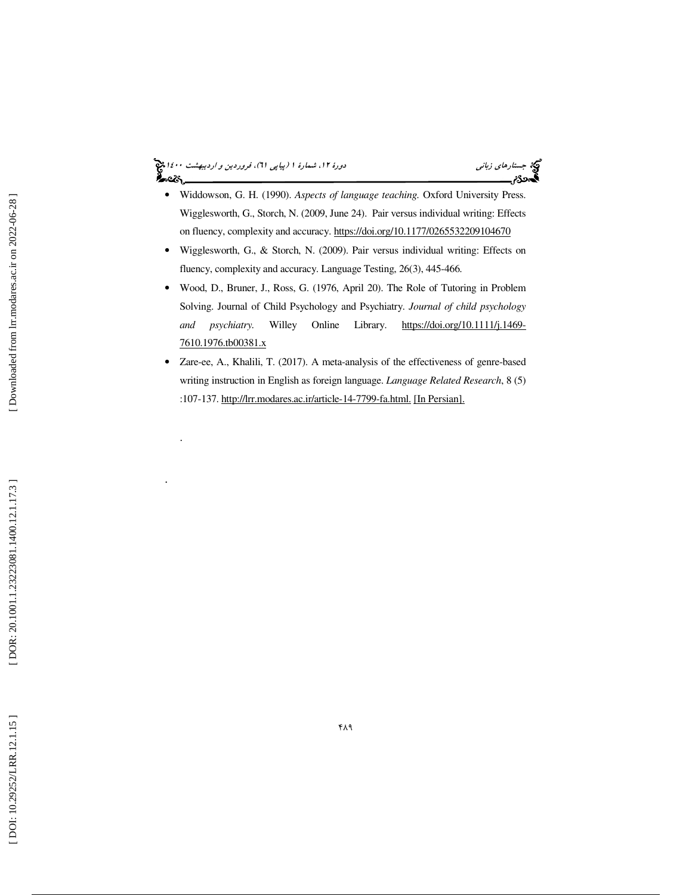- Widdowson, G. H. (1990). *Aspects of language teaching.* Oxford University Press. Wigglesworth, G., Storch, N. (2009, June 24). Pair versus individual writing: Effects on fluency, complexity and accuracy. https://doi.org/10.1177/0265532209104670
- Wigglesworth, G., & Storch, N. (2009). Pair versus individual writing: Effects on fluency, complexity and accuracy. Language Testing, 26(3), 445-466.
- Wood, D., Bruner, J., Ross, G. (1976, April 20). The Role of Tutoring in Problem Solving. Journal of Child Psychology and Psychiatry. *Journal of child psychology and psychiatry.* Willey Online Library. https://doi.org/10.1111/j.1469-7610.1976.tb00381.x
- Zare-ee, A., Khalili, T. (2017). A meta-analysis of the effectiveness of genre-based writing instruction in English as foreign language. *Language Related Research*, 8 (5) :107-137. http://lrr.modares.ac.ir/article-14-7799-fa.html. [In Persian].